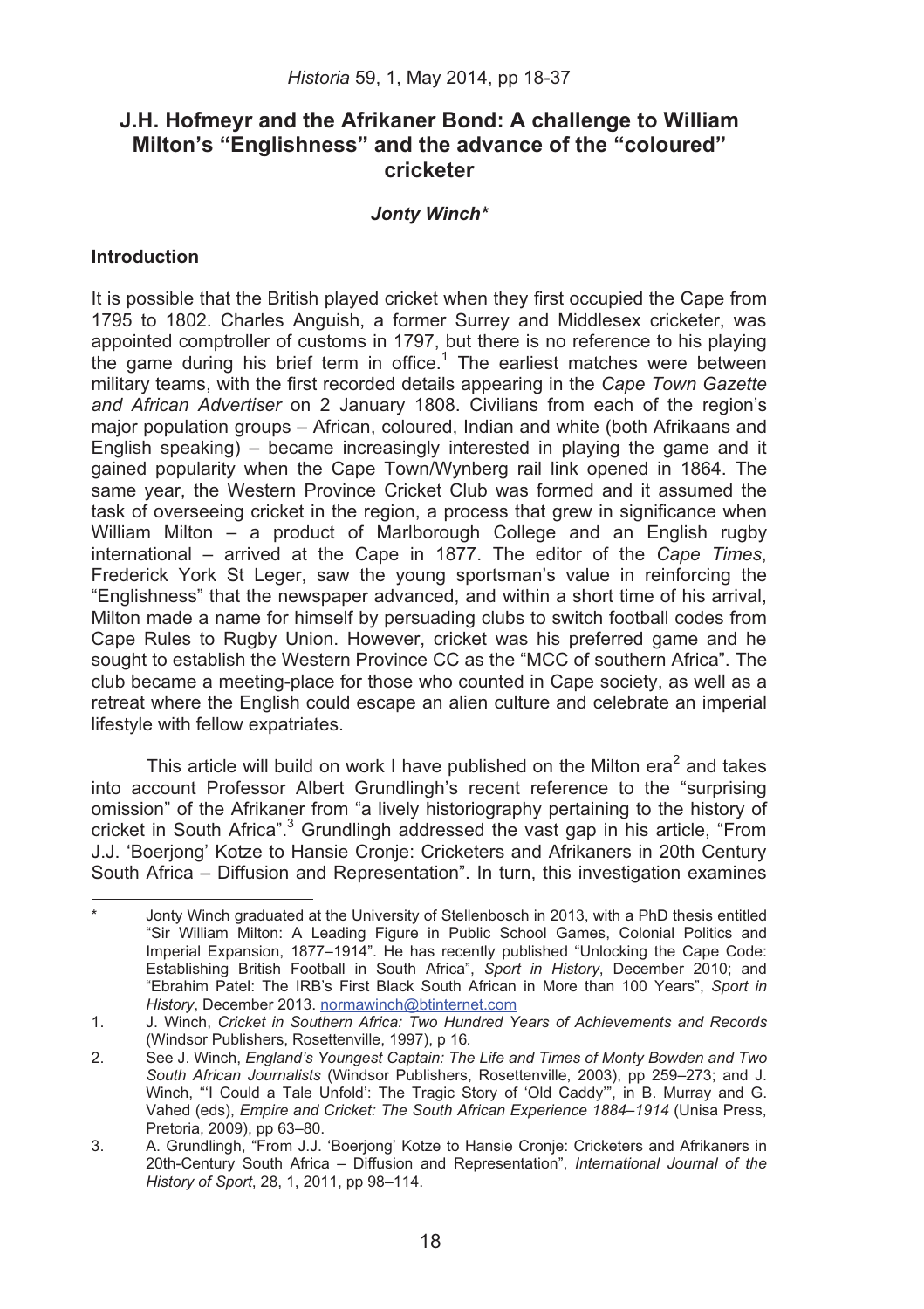# J.H. Hofmeyr and the Afrikaner Bond: A challenge to William Milton's "Englishness" and the advance of the "coloured" cricketer

***Jonty Winch****

## Introduction

It is possible that the British played cricket when they first occupied the Cape from 1795 to 1802. Charles Anguish, a former Surrey and Middlesex cricketer, was appointed comptroller of customs in 1797, but there is no reference to his playing the game during his brief term in office.[1] The earliest matches were between military teams, with the first recorded details appearing in the *Cape Town Gazette and African Advertiser* on 2 January 1808. Civilians from each of the region's major population groups – African, coloured, Indian and white (both Afrikaans and English speaking) – became increasingly interested in playing the game and it gained popularity when the Cape Town/Wynberg rail link opened in 1864. The same year, the Western Province Cricket Club was formed and it assumed the task of overseeing cricket in the region, a process that grew in significance when William Milton – a product of Marlborough College and an English rugby international – arrived at the Cape in 1877. The editor of the *Cape Times*, Frederick York St Leger, saw the young sportsman's value in reinforcing the "Englishness" that the newspaper advanced, and within a short time of his arrival, Milton made a name for himself by persuading clubs to switch football codes from Cape Rules to Rugby Union. However, cricket was his preferred game and he sought to establish the Western Province CC as the "MCC of southern Africa". The club became a meeting-place for those who counted in Cape society, as well as a retreat where the English could escape an alien culture and celebrate an imperial lifestyle with fellow expatriates.

This article will build on work I have published on the Milton era[2] and takes into account Professor Albert Grundlingh's recent reference to the "surprising omission" of the Afrikaner from "a lively historiography pertaining to the history of cricket in South Africa".[3] Grundlingh addressed the vast gap in his article, "From J.J. 'Boerjong' Kotze to Hansie Cronje: Cricketers and Afrikaners in 20th Century South Africa – Diffusion and Representation". In turn, this investigation examines

---

\* Jonty Winch graduated at the University of Stellenbosch in 2013, with a PhD thesis entitled "Sir William Milton: A Leading Figure in Public School Games, Colonial Politics and Imperial Expansion, 1877–1914". He has recently published "Unlocking the Cape Code: Establishing British Football in South Africa", *Sport in History*, December 2010; and "Ebrahim Patel: The IRB's First Black South African in More than 100 Years", *Sport in History*, December 2013. normawinch@btinternet.com

1. J. Winch, *Cricket in Southern Africa: Two Hundred Years of Achievements and Records* (Windsor Publishers, Rosettenville, 1997), p 16.
2. See J. Winch, *England's Youngest Captain: The Life and Times of Monty Bowden and Two South African Journalists* (Windsor Publishers, Rosettenville, 2003), pp 259–273; and J. Winch, "'I Could a Tale Unfold': The Tragic Story of 'Old Caddy'", in B. Murray and G. Vahed (eds), *Empire and Cricket: The South African Experience 1884–1914* (Unisa Press, Pretoria, 2009), pp 63–80.
3. A. Grundlingh, "From J.J. 'Boerjong' Kotze to Hansie Cronje: Cricketers and Afrikaners in 20th-Century South Africa – Diffusion and Representation", *International Journal of the History of Sport*, 28, 1, 2011, pp 98–114.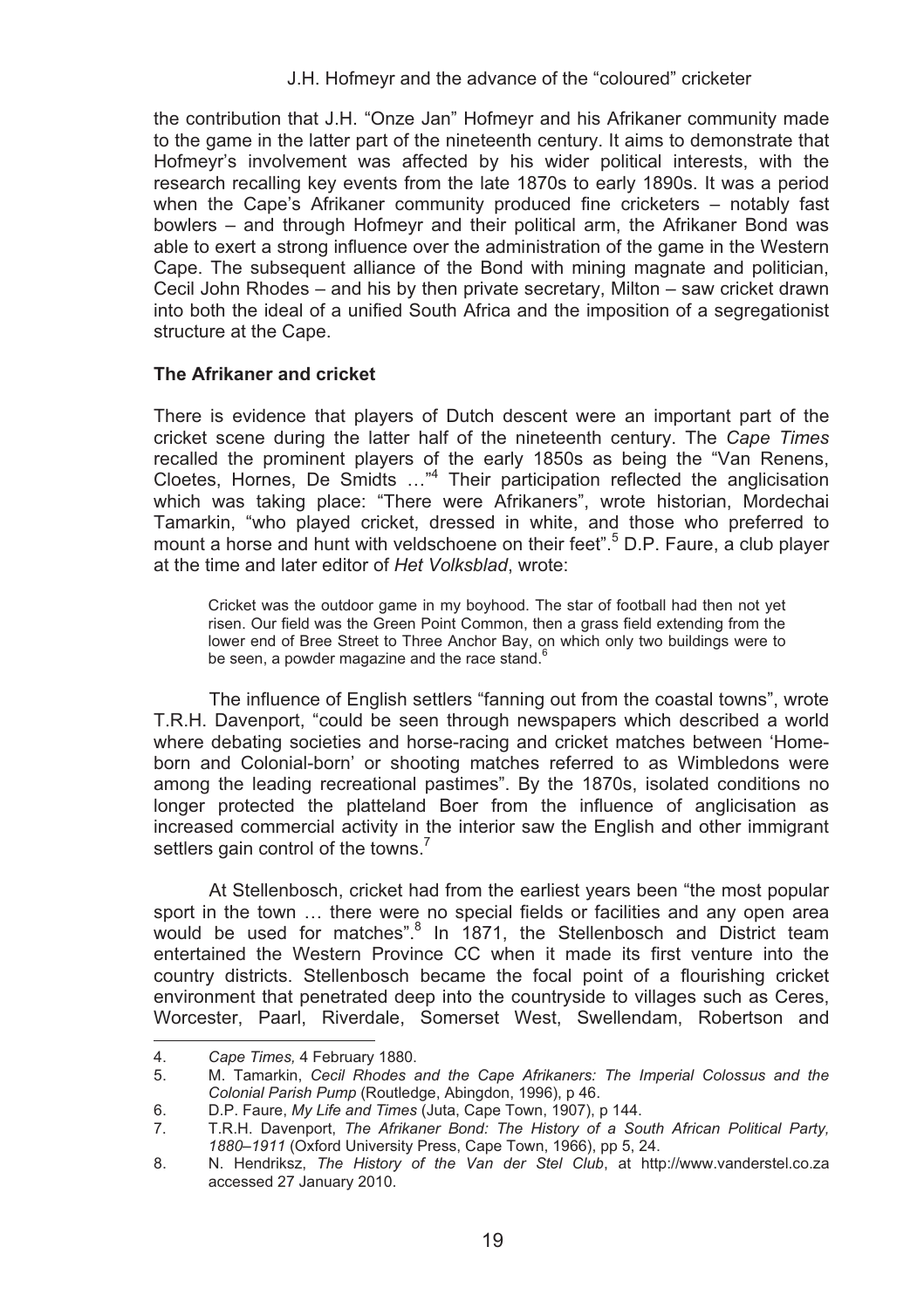the contribution that J.H. "Onze Jan" Hofmeyr and his Afrikaner community made to the game in the latter part of the nineteenth century. It aims to demonstrate that Hofmeyr's involvement was affected by his wider political interests, with the research recalling key events from the late 1870s to early 1890s. It was a period when the Cape's Afrikaner community produced fine cricketers – notably fast bowlers – and through Hofmeyr and their political arm, the Afrikaner Bond was able to exert a strong influence over the administration of the game in the Western Cape. The subsequent alliance of the Bond with mining magnate and politician, Cecil John Rhodes – and his by then private secretary, Milton – saw cricket drawn into both the ideal of a unified South Africa and the imposition of a segregationist structure at the Cape.

## The Afrikaner and cricket

There is evidence that players of Dutch descent were an important part of the cricket scene during the latter half of the nineteenth century. The *Cape Times* recalled the prominent players of the early 1850s as being the "Van Renens, Cloetes, Hornes, De Smidts …"[4] Their participation reflected the anglicisation which was taking place: "There were Afrikaners", wrote historian, Mordechai Tamarkin, "who played cricket, dressed in white, and those who preferred to mount a horse and hunt with veldschoene on their feet".[5] D.P. Faure, a club player at the time and later editor of *Het Volksblad*, wrote:

> Cricket was the outdoor game in my boyhood. The star of football had then not yet risen. Our field was the Green Point Common, then a grass field extending from the lower end of Bree Street to Three Anchor Bay, on which only two buildings were to be seen, a powder magazine and the race stand.[6]

The influence of English settlers "fanning out from the coastal towns", wrote T.R.H. Davenport, "could be seen through newspapers which described a world where debating societies and horse-racing and cricket matches between 'Home-born and Colonial-born' or shooting matches referred to as Wimbledons were among the leading recreational pastimes". By the 1870s, isolated conditions no longer protected the platteland Boer from the influence of anglicisation as increased commercial activity in the interior saw the English and other immigrant settlers gain control of the towns.[7]

At Stellenbosch, cricket had from the earliest years been "the most popular sport in the town … there were no special fields or facilities and any open area would be used for matches".[8] In 1871, the Stellenbosch and District team entertained the Western Province CC when it made its first venture into the country districts. Stellenbosch became the focal point of a flourishing cricket environment that penetrated deep into the countryside to villages such as Ceres, Worcester, Paarl, Riverdale, Somerset West, Swellendam, Robertson and

---

4. *Cape Times,* 4 February 1880.
5. M. Tamarkin, *Cecil Rhodes and the Cape Afrikaners: The Imperial Colossus and the Colonial Parish Pump* (Routledge, Abingdon, 1996), p 46.
6. D.P. Faure, *My Life and Times* (Juta, Cape Town, 1907), p 144.
7. T.R.H. Davenport, *The Afrikaner Bond: The History of a South African Political Party, 1880–1911* (Oxford University Press, Cape Town, 1966), pp 5, 24.
8. N. Hendriksz, *The History of the Van der Stel Club*, at http://www.vanderstel.co.za accessed 27 January 2010.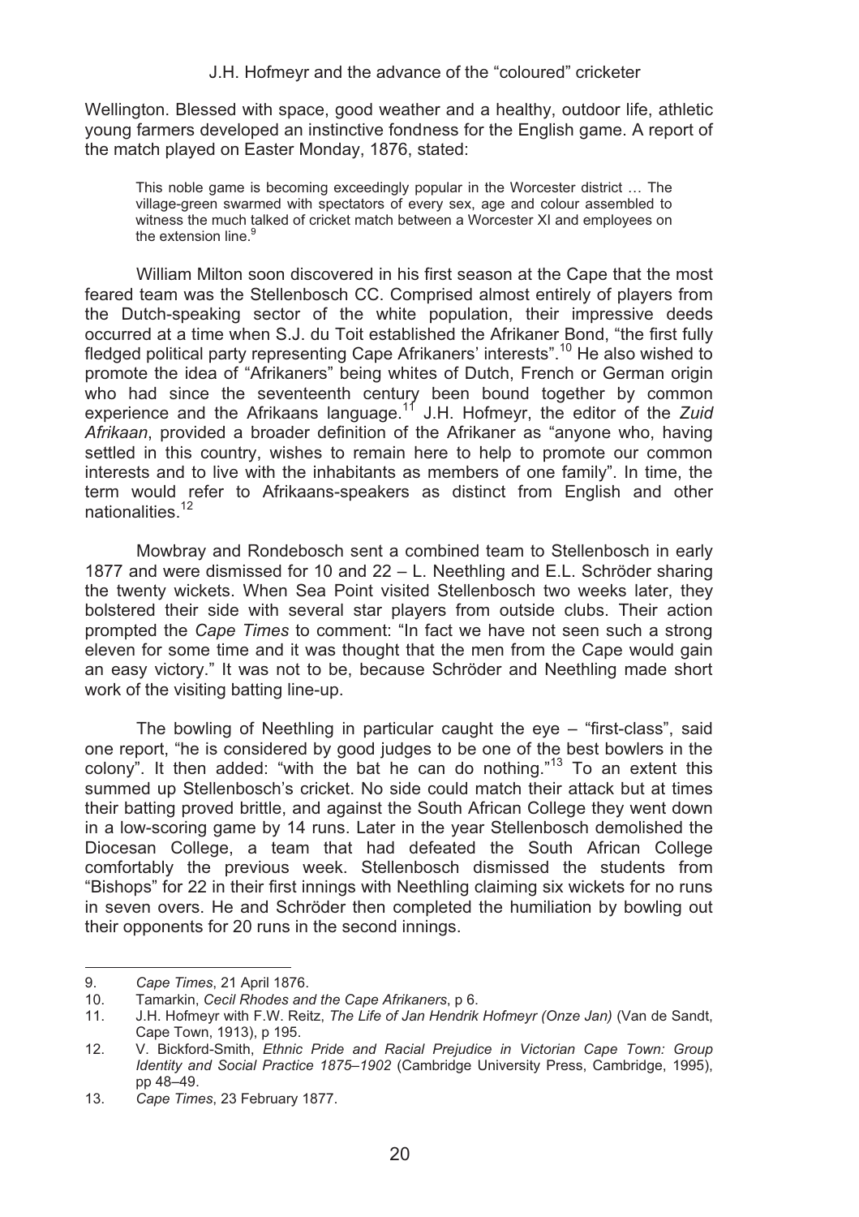Wellington. Blessed with space, good weather and a healthy, outdoor life, athletic young farmers developed an instinctive fondness for the English game. A report of the match played on Easter Monday, 1876, stated:

> This noble game is becoming exceedingly popular in the Worcester district … The village-green swarmed with spectators of every sex, age and colour assembled to witness the much talked of cricket match between a Worcester XI and employees on the extension line.[9]

William Milton soon discovered in his first season at the Cape that the most feared team was the Stellenbosch CC. Comprised almost entirely of players from the Dutch-speaking sector of the white population, their impressive deeds occurred at a time when S.J. du Toit established the Afrikaner Bond, "the first fully fledged political party representing Cape Afrikaners' interests".[10] He also wished to promote the idea of "Afrikaners" being whites of Dutch, French or German origin who had since the seventeenth century been bound together by common experience and the Afrikaans language.[11] J.H. Hofmeyr, the editor of the *Zuid Afrikaan*, provided a broader definition of the Afrikaner as "anyone who, having settled in this country, wishes to remain here to help to promote our common interests and to live with the inhabitants as members of one family". In time, the term would refer to Afrikaans-speakers as distinct from English and other nationalities.[12]

Mowbray and Rondebosch sent a combined team to Stellenbosch in early 1877 and were dismissed for 10 and 22 – L. Neethling and E.L. Schröder sharing the twenty wickets. When Sea Point visited Stellenbosch two weeks later, they bolstered their side with several star players from outside clubs. Their action prompted the *Cape Times* to comment: "In fact we have not seen such a strong eleven for some time and it was thought that the men from the Cape would gain an easy victory." It was not to be, because Schröder and Neethling made short work of the visiting batting line-up.

The bowling of Neethling in particular caught the eye – "first-class", said one report, "he is considered by good judges to be one of the best bowlers in the colony". It then added: "with the bat he can do nothing."[13] To an extent this summed up Stellenbosch's cricket. No side could match their attack but at times their batting proved brittle, and against the South African College they went down in a low-scoring game by 14 runs. Later in the year Stellenbosch demolished the Diocesan College, a team that had defeated the South African College comfortably the previous week. Stellenbosch dismissed the students from "Bishops" for 22 in their first innings with Neethling claiming six wickets for no runs in seven overs. He and Schröder then completed the humiliation by bowling out their opponents for 20 runs in the second innings.

---

9. *Cape Times*, 21 April 1876.
10. Tamarkin, *Cecil Rhodes and the Cape Afrikaners*, p 6.
11. J.H. Hofmeyr with F.W. Reitz, *The Life of Jan Hendrik Hofmeyr (Onze Jan)* (Van de Sandt, Cape Town, 1913), p 195.
12. V. Bickford-Smith, *Ethnic Pride and Racial Prejudice in Victorian Cape Town: Group Identity and Social Practice 1875–1902* (Cambridge University Press, Cambridge, 1995), pp 48–49.
13. *Cape Times*, 23 February 1877.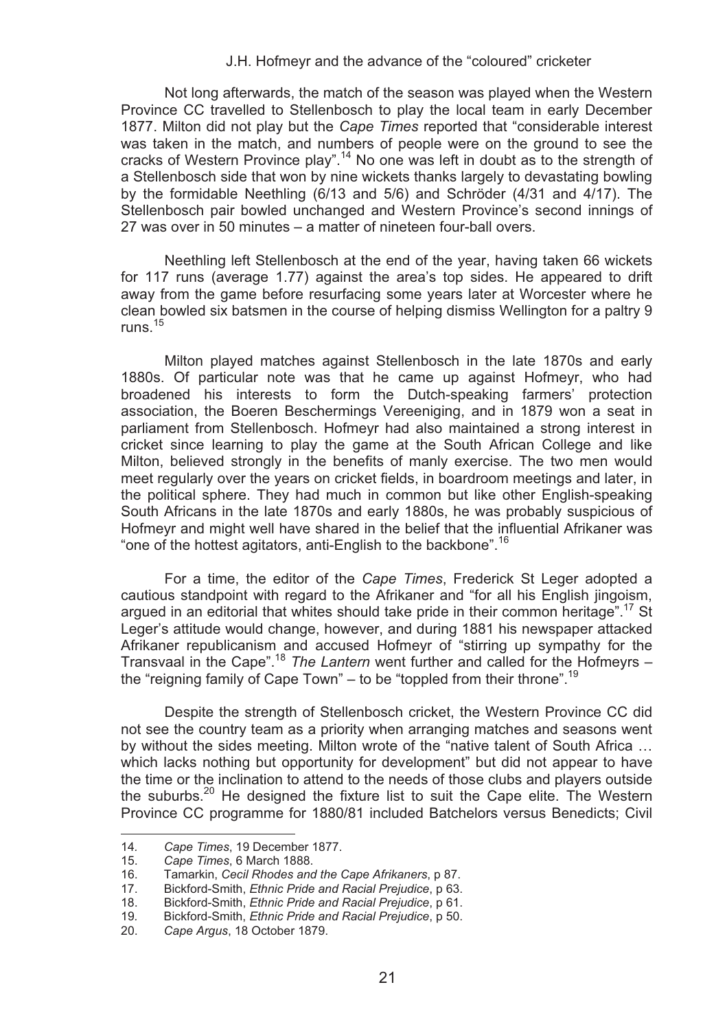Not long afterwards, the match of the season was played when the Western Province CC travelled to Stellenbosch to play the local team in early December 1877. Milton did not play but the *Cape Times* reported that "considerable interest was taken in the match, and numbers of people were on the ground to see the cracks of Western Province play".[14] No one was left in doubt as to the strength of a Stellenbosch side that won by nine wickets thanks largely to devastating bowling by the formidable Neethling (6/13 and 5/6) and Schröder (4/31 and 4/17). The Stellenbosch pair bowled unchanged and Western Province's second innings of 27 was over in 50 minutes – a matter of nineteen four-ball overs.

Neethling left Stellenbosch at the end of the year, having taken 66 wickets for 117 runs (average 1.77) against the area's top sides. He appeared to drift away from the game before resurfacing some years later at Worcester where he clean bowled six batsmen in the course of helping dismiss Wellington for a paltry 9 runs.[15]

Milton played matches against Stellenbosch in the late 1870s and early 1880s. Of particular note was that he came up against Hofmeyr, who had broadened his interests to form the Dutch-speaking farmers' protection association, the Boeren Beschermings Vereeniging, and in 1879 won a seat in parliament from Stellenbosch. Hofmeyr had also maintained a strong interest in cricket since learning to play the game at the South African College and like Milton, believed strongly in the benefits of manly exercise. The two men would meet regularly over the years on cricket fields, in boardroom meetings and later, in the political sphere. They had much in common but like other English-speaking South Africans in the late 1870s and early 1880s, he was probably suspicious of Hofmeyr and might well have shared in the belief that the influential Afrikaner was "one of the hottest agitators, anti-English to the backbone".[16]

For a time, the editor of the *Cape Times*, Frederick St Leger adopted a cautious standpoint with regard to the Afrikaner and "for all his English jingoism, argued in an editorial that whites should take pride in their common heritage".[17] St Leger's attitude would change, however, and during 1881 his newspaper attacked Afrikaner republicanism and accused Hofmeyr of "stirring up sympathy for the Transvaal in the Cape".[18] *The Lantern* went further and called for the Hofmeyrs – the "reigning family of Cape Town" – to be "toppled from their throne".[19]

Despite the strength of Stellenbosch cricket, the Western Province CC did not see the country team as a priority when arranging matches and seasons went by without the sides meeting. Milton wrote of the "native talent of South Africa … which lacks nothing but opportunity for development" but did not appear to have the time or the inclination to attend to the needs of those clubs and players outside the suburbs.[20] He designed the fixture list to suit the Cape elite. The Western Province CC programme for 1880/81 included Batchelors versus Benedicts; Civil

---

14. *Cape Times*, 19 December 1877.
15. *Cape Times*, 6 March 1888.
16. Tamarkin, *Cecil Rhodes and the Cape Afrikaners*, p 87.
17. Bickford-Smith, *Ethnic Pride and Racial Prejudice*, p 63.
18. Bickford-Smith, *Ethnic Pride and Racial Prejudice*, p 61.
19. Bickford-Smith, *Ethnic Pride and Racial Prejudice*, p 50.
20. *Cape Argus*, 18 October 1879.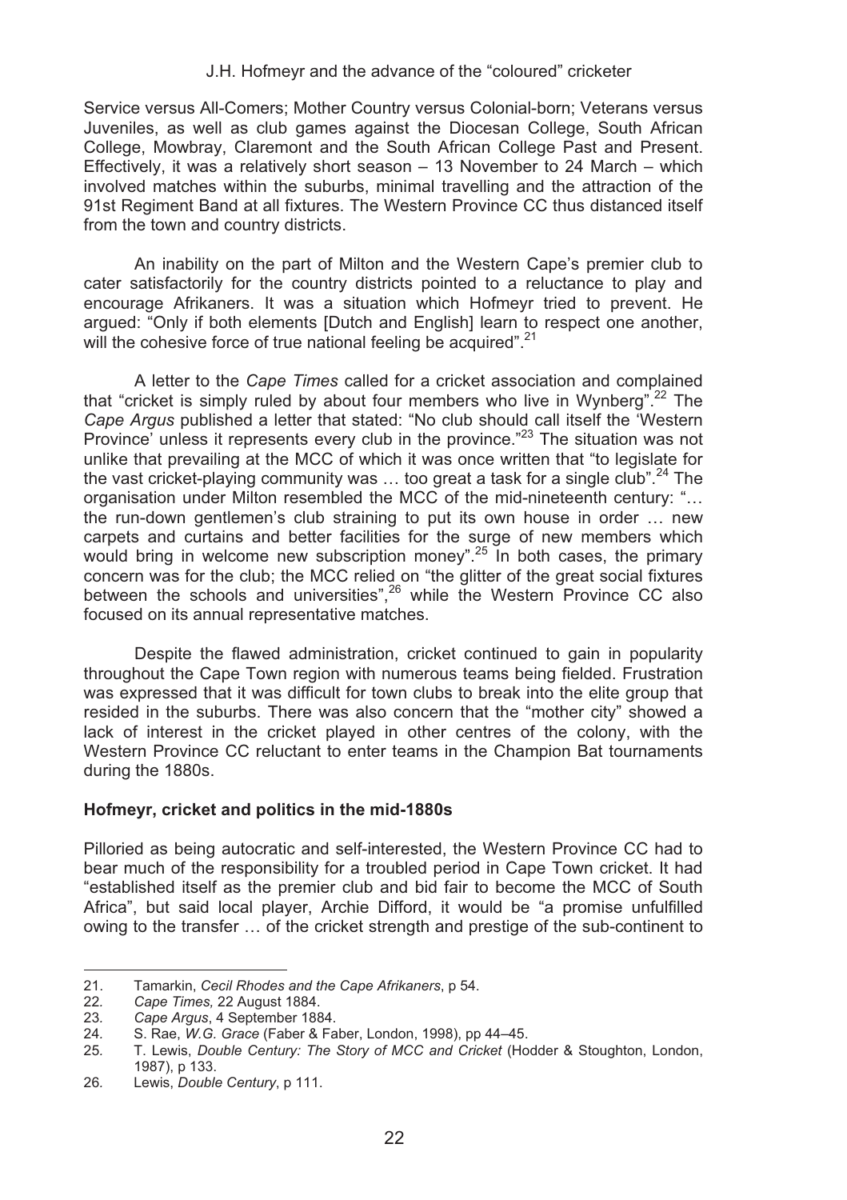Service versus All-Comers; Mother Country versus Colonial-born; Veterans versus Juveniles, as well as club games against the Diocesan College, South African College, Mowbray, Claremont and the South African College Past and Present. Effectively, it was a relatively short season – 13 November to 24 March – which involved matches within the suburbs, minimal travelling and the attraction of the 91st Regiment Band at all fixtures. The Western Province CC thus distanced itself from the town and country districts.

An inability on the part of Milton and the Western Cape's premier club to cater satisfactorily for the country districts pointed to a reluctance to play and encourage Afrikaners. It was a situation which Hofmeyr tried to prevent. He argued: "Only if both elements [Dutch and English] learn to respect one another, will the cohesive force of true national feeling be acquired".[21]

A letter to the *Cape Times* called for a cricket association and complained that "cricket is simply ruled by about four members who live in Wynberg".[22] The *Cape Argus* published a letter that stated: "No club should call itself the 'Western Province' unless it represents every club in the province."[23] The situation was not unlike that prevailing at the MCC of which it was once written that "to legislate for the vast cricket-playing community was … too great a task for a single club".[24] The organisation under Milton resembled the MCC of the mid-nineteenth century: "… the run-down gentlemen's club straining to put its own house in order … new carpets and curtains and better facilities for the surge of new members which would bring in welcome new subscription money".[25] In both cases, the primary concern was for the club; the MCC relied on "the glitter of the great social fixtures between the schools and universities",[26] while the Western Province CC also focused on its annual representative matches.

Despite the flawed administration, cricket continued to gain in popularity throughout the Cape Town region with numerous teams being fielded. Frustration was expressed that it was difficult for town clubs to break into the elite group that resided in the suburbs. There was also concern that the "mother city" showed a lack of interest in the cricket played in other centres of the colony, with the Western Province CC reluctant to enter teams in the Champion Bat tournaments during the 1880s.

### Hofmeyr, cricket and politics in the mid-1880s

Pilloried as being autocratic and self-interested, the Western Province CC had to bear much of the responsibility for a troubled period in Cape Town cricket. It had "established itself as the premier club and bid fair to become the MCC of South Africa", but said local player, Archie Difford, it would be "a promise unfulfilled owing to the transfer … of the cricket strength and prestige of the sub-continent to

---

21. Tamarkin, *Cecil Rhodes and the Cape Afrikaners*, p 54.
22. *Cape Times,* 22 August 1884.
23. *Cape Argus*, 4 September 1884.
24. S. Rae, *W.G. Grace* (Faber & Faber, London, 1998), pp 44–45.
25. T. Lewis, *Double Century: The Story of MCC and Cricket* (Hodder & Stoughton, London, 1987), p 133.
26. Lewis, *Double Century*, p 111.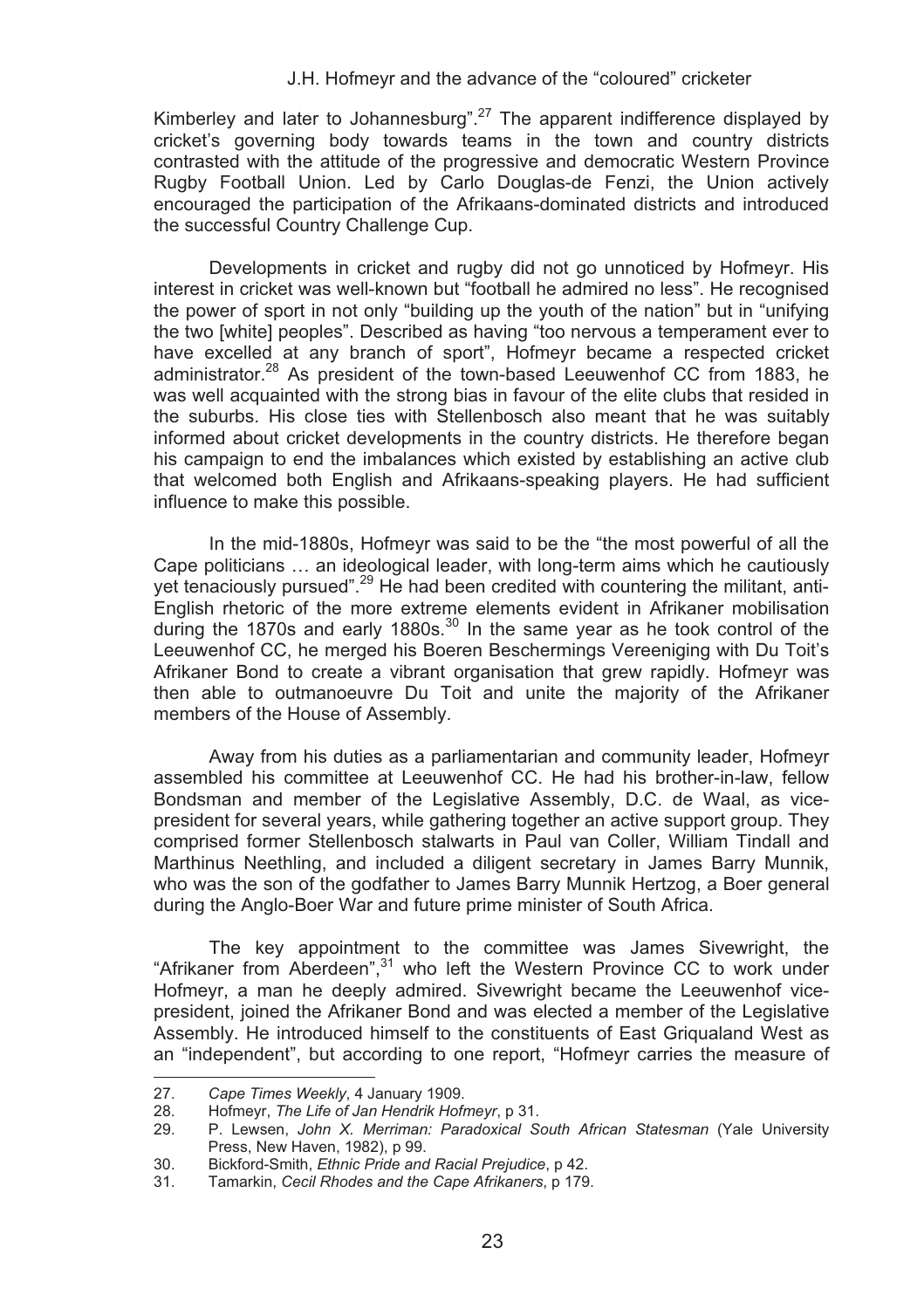Kimberley and later to Johannesburg".[27] The apparent indifference displayed by cricket's governing body towards teams in the town and country districts contrasted with the attitude of the progressive and democratic Western Province Rugby Football Union. Led by Carlo Douglas-de Fenzi, the Union actively encouraged the participation of the Afrikaans-dominated districts and introduced the successful Country Challenge Cup.

Developments in cricket and rugby did not go unnoticed by Hofmeyr. His interest in cricket was well-known but "football he admired no less". He recognised the power of sport in not only "building up the youth of the nation" but in "unifying the two [white] peoples". Described as having "too nervous a temperament ever to have excelled at any branch of sport", Hofmeyr became a respected cricket administrator.[28] As president of the town-based Leeuwenhof CC from 1883, he was well acquainted with the strong bias in favour of the elite clubs that resided in the suburbs. His close ties with Stellenbosch also meant that he was suitably informed about cricket developments in the country districts. He therefore began his campaign to end the imbalances which existed by establishing an active club that welcomed both English and Afrikaans-speaking players. He had sufficient influence to make this possible.

In the mid-1880s, Hofmeyr was said to be the "the most powerful of all the Cape politicians … an ideological leader, with long-term aims which he cautiously yet tenaciously pursued".[29] He had been credited with countering the militant, anti-English rhetoric of the more extreme elements evident in Afrikaner mobilisation during the 1870s and early 1880s.[30] In the same year as he took control of the Leeuwenhof CC, he merged his Boeren Beschermings Vereeniging with Du Toit's Afrikaner Bond to create a vibrant organisation that grew rapidly. Hofmeyr was then able to outmanoeuvre Du Toit and unite the majority of the Afrikaner members of the House of Assembly.

Away from his duties as a parliamentarian and community leader, Hofmeyr assembled his committee at Leeuwenhof CC. He had his brother-in-law, fellow Bondsman and member of the Legislative Assembly, D.C. de Waal, as vice-president for several years, while gathering together an active support group. They comprised former Stellenbosch stalwarts in Paul van Coller, William Tindall and Marthinus Neethling, and included a diligent secretary in James Barry Munnik, who was the son of the godfather to James Barry Munnik Hertzog, a Boer general during the Anglo-Boer War and future prime minister of South Africa.

The key appointment to the committee was James Sivewright, the "Afrikaner from Aberdeen",[31] who left the Western Province CC to work under Hofmeyr, a man he deeply admired. Sivewright became the Leeuwenhof vice-president, joined the Afrikaner Bond and was elected a member of the Legislative Assembly. He introduced himself to the constituents of East Griqualand West as an "independent", but according to one report, "Hofmeyr carries the measure of

---

27. *Cape Times Weekly*, 4 January 1909.
28. Hofmeyr, *The Life of Jan Hendrik Hofmeyr*, p 31.
29. P. Lewsen, *John X. Merriman: Paradoxical South African Statesman* (Yale University Press, New Haven, 1982), p 99.
30. Bickford-Smith, *Ethnic Pride and Racial Prejudice*, p 42.
31. Tamarkin, *Cecil Rhodes and the Cape Afrikaners*, p 179.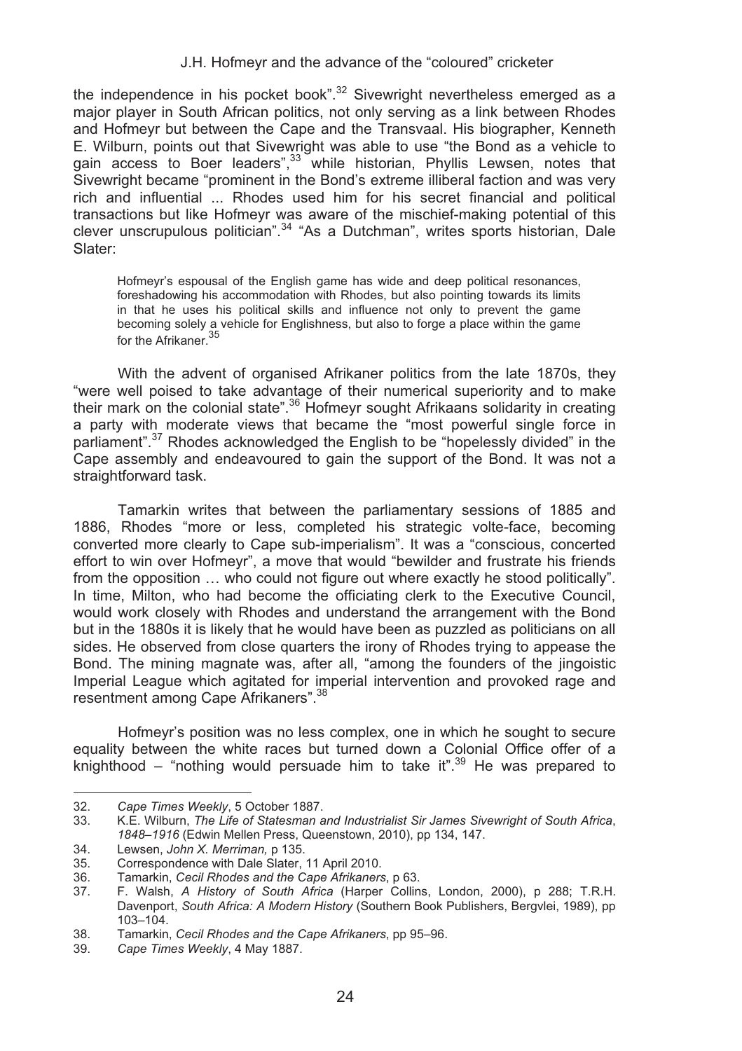the independence in his pocket book".[32] Sivewright nevertheless emerged as a major player in South African politics, not only serving as a link between Rhodes and Hofmeyr but between the Cape and the Transvaal. His biographer, Kenneth E. Wilburn, points out that Sivewright was able to use "the Bond as a vehicle to gain access to Boer leaders",[33] while historian, Phyllis Lewsen, notes that Sivewright became "prominent in the Bond's extreme illiberal faction and was very rich and influential ... Rhodes used him for his secret financial and political transactions but like Hofmeyr was aware of the mischief-making potential of this clever unscrupulous politician".[34] "As a Dutchman", writes sports historian, Dale Slater:

> Hofmeyr's espousal of the English game has wide and deep political resonances, foreshadowing his accommodation with Rhodes, but also pointing towards its limits in that he uses his political skills and influence not only to prevent the game becoming solely a vehicle for Englishness, but also to forge a place within the game for the Afrikaner.[35]

With the advent of organised Afrikaner politics from the late 1870s, they "were well poised to take advantage of their numerical superiority and to make their mark on the colonial state".[36] Hofmeyr sought Afrikaans solidarity in creating a party with moderate views that became the "most powerful single force in parliament".[37] Rhodes acknowledged the English to be "hopelessly divided" in the Cape assembly and endeavoured to gain the support of the Bond. It was not a straightforward task.

Tamarkin writes that between the parliamentary sessions of 1885 and 1886, Rhodes "more or less, completed his strategic volte-face, becoming converted more clearly to Cape sub-imperialism". It was a "conscious, concerted effort to win over Hofmeyr", a move that would "bewilder and frustrate his friends from the opposition … who could not figure out where exactly he stood politically". In time, Milton, who had become the officiating clerk to the Executive Council, would work closely with Rhodes and understand the arrangement with the Bond but in the 1880s it is likely that he would have been as puzzled as politicians on all sides. He observed from close quarters the irony of Rhodes trying to appease the Bond. The mining magnate was, after all, "among the founders of the jingoistic Imperial League which agitated for imperial intervention and provoked rage and resentment among Cape Afrikaners".[38]

Hofmeyr's position was no less complex, one in which he sought to secure equality between the white races but turned down a Colonial Office offer of a knighthood – "nothing would persuade him to take it".[39] He was prepared to

---

32. *Cape Times Weekly*, 5 October 1887.
33. K.E. Wilburn, *The Life of Statesman and Industrialist Sir James Sivewright of South Africa, 1848–1916* (Edwin Mellen Press, Queenstown, 2010), pp 134, 147.
34. Lewsen, *John X. Merriman,* p 135.
35. Correspondence with Dale Slater, 11 April 2010.
36. Tamarkin, *Cecil Rhodes and the Cape Afrikaners*, p 63.
37. F. Walsh, *A History of South Africa* (Harper Collins, London, 2000), p 288; T.R.H. Davenport, *South Africa: A Modern History* (Southern Book Publishers, Bergvlei, 1989), pp 103–104.
38. Tamarkin, *Cecil Rhodes and the Cape Afrikaners*, pp 95–96.
39. *Cape Times Weekly*, 4 May 1887.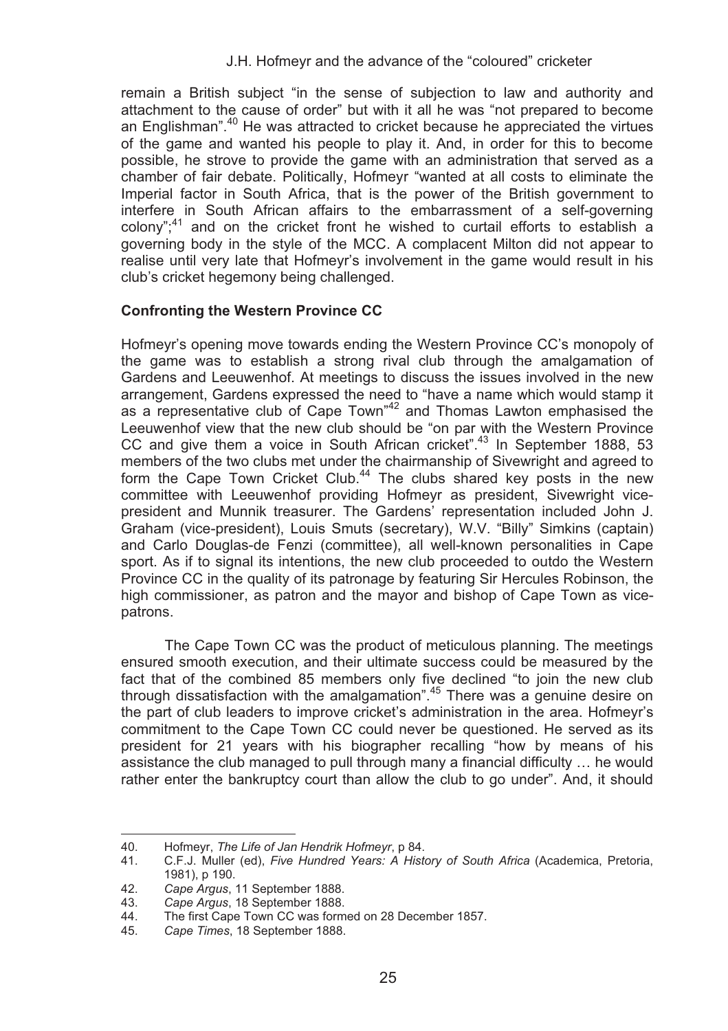remain a British subject "in the sense of subjection to law and authority and attachment to the cause of order" but with it all he was "not prepared to become an Englishman".[40] He was attracted to cricket because he appreciated the virtues of the game and wanted his people to play it. And, in order for this to become possible, he strove to provide the game with an administration that served as a chamber of fair debate. Politically, Hofmeyr "wanted at all costs to eliminate the Imperial factor in South Africa, that is the power of the British government to interfere in South African affairs to the embarrassment of a self-governing colony";[41] and on the cricket front he wished to curtail efforts to establish a governing body in the style of the MCC. A complacent Milton did not appear to realise until very late that Hofmeyr's involvement in the game would result in his club's cricket hegemony being challenged.

**Confronting the Western Province CC**

Hofmeyr's opening move towards ending the Western Province CC's monopoly of the game was to establish a strong rival club through the amalgamation of Gardens and Leeuwenhof. At meetings to discuss the issues involved in the new arrangement, Gardens expressed the need to "have a name which would stamp it as a representative club of Cape Town"[42] and Thomas Lawton emphasised the Leeuwenhof view that the new club should be "on par with the Western Province CC and give them a voice in South African cricket".[43] In September 1888, 53 members of the two clubs met under the chairmanship of Sivewright and agreed to form the Cape Town Cricket Club.[44] The clubs shared key posts in the new committee with Leeuwenhof providing Hofmeyr as president, Sivewright vice-president and Munnik treasurer. The Gardens' representation included John J. Graham (vice-president), Louis Smuts (secretary), W.V. "Billy" Simkins (captain) and Carlo Douglas-de Fenzi (committee), all well-known personalities in Cape sport. As if to signal its intentions, the new club proceeded to outdo the Western Province CC in the quality of its patronage by featuring Sir Hercules Robinson, the high commissioner, as patron and the mayor and bishop of Cape Town as vice-patrons.

The Cape Town CC was the product of meticulous planning. The meetings ensured smooth execution, and their ultimate success could be measured by the fact that of the combined 85 members only five declined "to join the new club through dissatisfaction with the amalgamation".[45] There was a genuine desire on the part of club leaders to improve cricket's administration in the area. Hofmeyr's commitment to the Cape Town CC could never be questioned. He served as its president for 21 years with his biographer recalling "how by means of his assistance the club managed to pull through many a financial difficulty … he would rather enter the bankruptcy court than allow the club to go under". And, it should

---

40. Hofmeyr, *The Life of Jan Hendrik Hofmeyr*, p 84.
41. C.F.J. Muller (ed), *Five Hundred Years: A History of South Africa* (Academica, Pretoria, 1981), p 190.
42. *Cape Argus*, 11 September 1888.
43. *Cape Argus*, 18 September 1888.
44. The first Cape Town CC was formed on 28 December 1857.
45. *Cape Times*, 18 September 1888.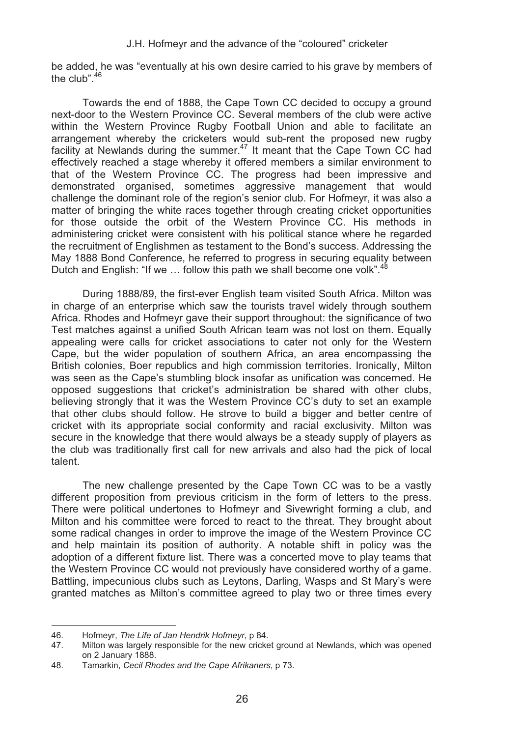be added, he was "eventually at his own desire carried to his grave by members of the club".[46]

Towards the end of 1888, the Cape Town CC decided to occupy a ground next-door to the Western Province CC. Several members of the club were active within the Western Province Rugby Football Union and able to facilitate an arrangement whereby the cricketers would sub-rent the proposed new rugby facility at Newlands during the summer.[47] It meant that the Cape Town CC had effectively reached a stage whereby it offered members a similar environment to that of the Western Province CC. The progress had been impressive and demonstrated organised, sometimes aggressive management that would challenge the dominant role of the region's senior club. For Hofmeyr, it was also a matter of bringing the white races together through creating cricket opportunities for those outside the orbit of the Western Province CC. His methods in administering cricket were consistent with his political stance where he regarded the recruitment of Englishmen as testament to the Bond's success. Addressing the May 1888 Bond Conference, he referred to progress in securing equality between Dutch and English: "If we … follow this path we shall become one volk".[48]

During 1888/89, the first-ever English team visited South Africa. Milton was in charge of an enterprise which saw the tourists travel widely through southern Africa. Rhodes and Hofmeyr gave their support throughout: the significance of two Test matches against a unified South African team was not lost on them. Equally appealing were calls for cricket associations to cater not only for the Western Cape, but the wider population of southern Africa, an area encompassing the British colonies, Boer republics and high commission territories. Ironically, Milton was seen as the Cape's stumbling block insofar as unification was concerned. He opposed suggestions that cricket's administration be shared with other clubs, believing strongly that it was the Western Province CC's duty to set an example that other clubs should follow. He strove to build a bigger and better centre of cricket with its appropriate social conformity and racial exclusivity. Milton was secure in the knowledge that there would always be a steady supply of players as the club was traditionally first call for new arrivals and also had the pick of local talent.

The new challenge presented by the Cape Town CC was to be a vastly different proposition from previous criticism in the form of letters to the press. There were political undertones to Hofmeyr and Sivewright forming a club, and Milton and his committee were forced to react to the threat. They brought about some radical changes in order to improve the image of the Western Province CC and help maintain its position of authority. A notable shift in policy was the adoption of a different fixture list. There was a concerted move to play teams that the Western Province CC would not previously have considered worthy of a game. Battling, impecunious clubs such as Leytons, Darling, Wasps and St Mary's were granted matches as Milton's committee agreed to play two or three times every

---

46. Hofmeyr, *The Life of Jan Hendrik Hofmeyr*, p 84.
47. Milton was largely responsible for the new cricket ground at Newlands, which was opened on 2 January 1888.
48. Tamarkin, *Cecil Rhodes and the Cape Afrikaners*, p 73.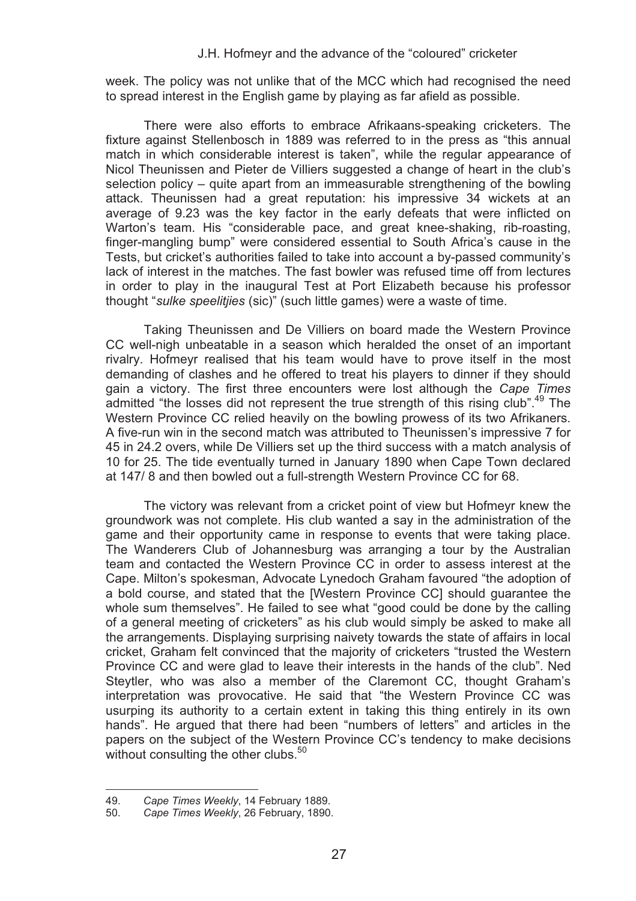week. The policy was not unlike that of the MCC which had recognised the need to spread interest in the English game by playing as far afield as possible.

There were also efforts to embrace Afrikaans-speaking cricketers. The fixture against Stellenbosch in 1889 was referred to in the press as "this annual match in which considerable interest is taken", while the regular appearance of Nicol Theunissen and Pieter de Villiers suggested a change of heart in the club's selection policy – quite apart from an immeasurable strengthening of the bowling attack. Theunissen had a great reputation: his impressive 34 wickets at an average of 9.23 was the key factor in the early defeats that were inflicted on Warton's team. His "considerable pace, and great knee-shaking, rib-roasting, finger-mangling bump" were considered essential to South Africa's cause in the Tests, but cricket's authorities failed to take into account a by-passed community's lack of interest in the matches. The fast bowler was refused time off from lectures in order to play in the inaugural Test at Port Elizabeth because his professor thought "*sulke speelitjies* (sic)" (such little games) were a waste of time.

Taking Theunissen and De Villiers on board made the Western Province CC well-nigh unbeatable in a season which heralded the onset of an important rivalry. Hofmeyr realised that his team would have to prove itself in the most demanding of clashes and he offered to treat his players to dinner if they should gain a victory. The first three encounters were lost although the *Cape Times* admitted "the losses did not represent the true strength of this rising club".[49] The Western Province CC relied heavily on the bowling prowess of its two Afrikaners. A five-run win in the second match was attributed to Theunissen's impressive 7 for 45 in 24.2 overs, while De Villiers set up the third success with a match analysis of 10 for 25. The tide eventually turned in January 1890 when Cape Town declared at 147/ 8 and then bowled out a full-strength Western Province CC for 68.

The victory was relevant from a cricket point of view but Hofmeyr knew the groundwork was not complete. His club wanted a say in the administration of the game and their opportunity came in response to events that were taking place. The Wanderers Club of Johannesburg was arranging a tour by the Australian team and contacted the Western Province CC in order to assess interest at the Cape. Milton's spokesman, Advocate Lynedoch Graham favoured "the adoption of a bold course, and stated that the [Western Province CC] should guarantee the whole sum themselves". He failed to see what "good could be done by the calling of a general meeting of cricketers" as his club would simply be asked to make all the arrangements. Displaying surprising naivety towards the state of affairs in local cricket, Graham felt convinced that the majority of cricketers "trusted the Western Province CC and were glad to leave their interests in the hands of the club". Ned Steytler, who was also a member of the Claremont CC, thought Graham's interpretation was provocative. He said that "the Western Province CC was usurping its authority to a certain extent in taking this thing entirely in its own hands". He argued that there had been "numbers of letters" and articles in the papers on the subject of the Western Province CC's tendency to make decisions without consulting the other clubs.[50]

---

49. *Cape Times Weekly*, 14 February 1889.
50. *Cape Times Weekly*, 26 February, 1890.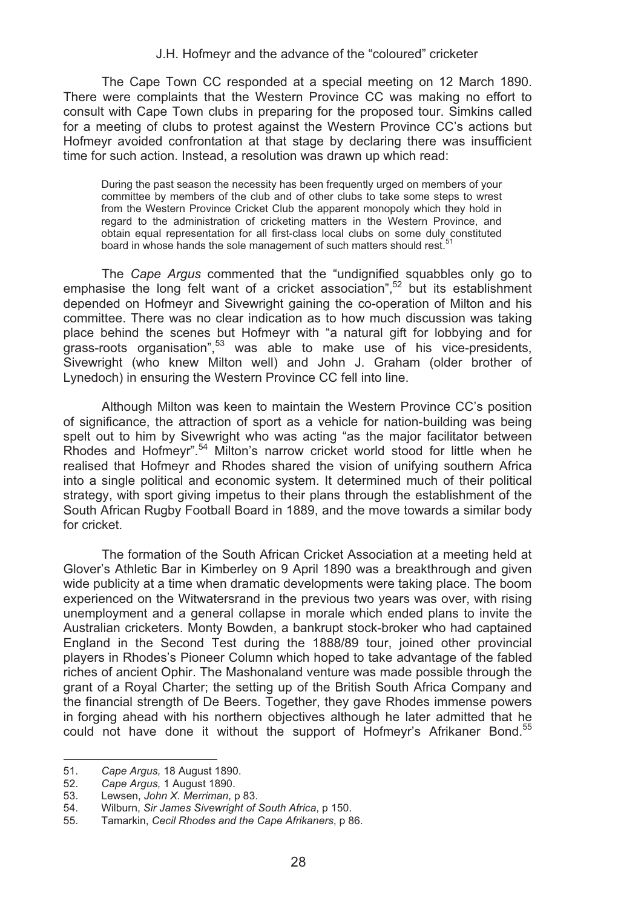The Cape Town CC responded at a special meeting on 12 March 1890. There were complaints that the Western Province CC was making no effort to consult with Cape Town clubs in preparing for the proposed tour. Simkins called for a meeting of clubs to protest against the Western Province CC's actions but Hofmeyr avoided confrontation at that stage by declaring there was insufficient time for such action. Instead, a resolution was drawn up which read:

> During the past season the necessity has been frequently urged on members of your committee by members of the club and of other clubs to take some steps to wrest from the Western Province Cricket Club the apparent monopoly which they hold in regard to the administration of cricketing matters in the Western Province, and obtain equal representation for all first-class local clubs on some duly constituted board in whose hands the sole management of such matters should rest.[51]

The *Cape Argus* commented that the "undignified squabbles only go to emphasise the long felt want of a cricket association",[52] but its establishment depended on Hofmeyr and Sivewright gaining the co-operation of Milton and his committee. There was no clear indication as to how much discussion was taking place behind the scenes but Hofmeyr with "a natural gift for lobbying and for grass-roots organisation",[53] was able to make use of his vice-presidents, Sivewright (who knew Milton well) and John J. Graham (older brother of Lynedoch) in ensuring the Western Province CC fell into line.

Although Milton was keen to maintain the Western Province CC's position of significance, the attraction of sport as a vehicle for nation-building was being spelt out to him by Sivewright who was acting "as the major facilitator between Rhodes and Hofmeyr".[54] Milton's narrow cricket world stood for little when he realised that Hofmeyr and Rhodes shared the vision of unifying southern Africa into a single political and economic system. It determined much of their political strategy, with sport giving impetus to their plans through the establishment of the South African Rugby Football Board in 1889, and the move towards a similar body for cricket.

The formation of the South African Cricket Association at a meeting held at Glover's Athletic Bar in Kimberley on 9 April 1890 was a breakthrough and given wide publicity at a time when dramatic developments were taking place. The boom experienced on the Witwatersrand in the previous two years was over, with rising unemployment and a general collapse in morale which ended plans to invite the Australian cricketers. Monty Bowden, a bankrupt stock-broker who had captained England in the Second Test during the 1888/89 tour, joined other provincial players in Rhodes's Pioneer Column which hoped to take advantage of the fabled riches of ancient Ophir. The Mashonaland venture was made possible through the grant of a Royal Charter; the setting up of the British South Africa Company and the financial strength of De Beers. Together, they gave Rhodes immense powers in forging ahead with his northern objectives although he later admitted that he could not have done it without the support of Hofmeyr's Afrikaner Bond.[55]

---

51. *Cape Argus,* 18 August 1890.
52. *Cape Argus,* 1 August 1890.
53. Lewsen, *John X. Merriman*, p 83.
54. Wilburn, *Sir James Sivewright of South Africa*, p 150.
55. Tamarkin, *Cecil Rhodes and the Cape Afrikaners*, p 86.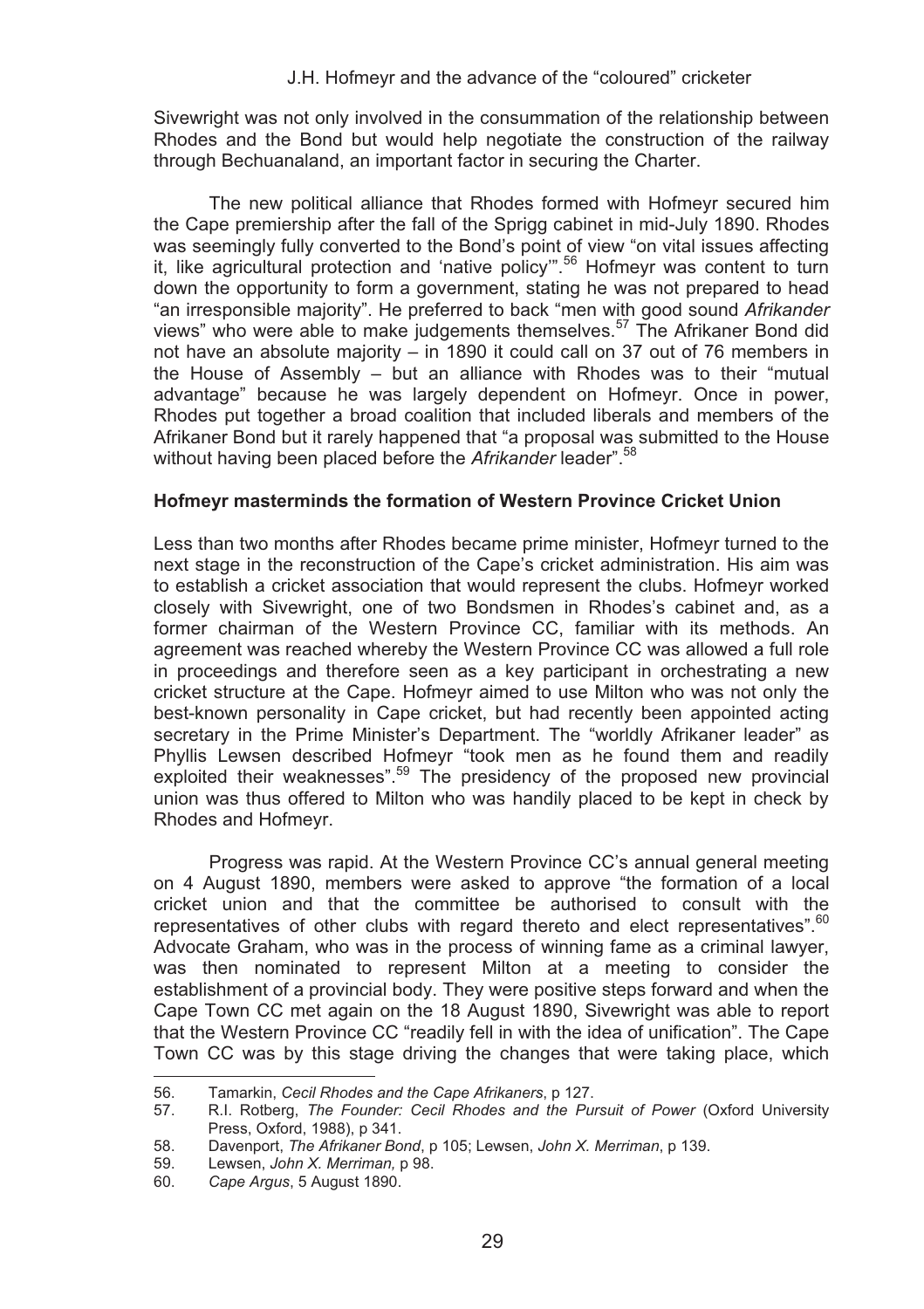Sivewright was not only involved in the consummation of the relationship between Rhodes and the Bond but would help negotiate the construction of the railway through Bechuanaland, an important factor in securing the Charter.

The new political alliance that Rhodes formed with Hofmeyr secured him the Cape premiership after the fall of the Sprigg cabinet in mid-July 1890. Rhodes was seemingly fully converted to the Bond's point of view "on vital issues affecting it, like agricultural protection and 'native policy'".[56] Hofmeyr was content to turn down the opportunity to form a government, stating he was not prepared to head "an irresponsible majority". He preferred to back "men with good sound *Afrikander* views" who were able to make judgements themselves.[57] The Afrikaner Bond did not have an absolute majority – in 1890 it could call on 37 out of 76 members in the House of Assembly – but an alliance with Rhodes was to their "mutual advantage" because he was largely dependent on Hofmeyr. Once in power, Rhodes put together a broad coalition that included liberals and members of the Afrikaner Bond but it rarely happened that "a proposal was submitted to the House without having been placed before the *Afrikander* leader".[58]

## Hofmeyr masterminds the formation of Western Province Cricket Union

Less than two months after Rhodes became prime minister, Hofmeyr turned to the next stage in the reconstruction of the Cape's cricket administration. His aim was to establish a cricket association that would represent the clubs. Hofmeyr worked closely with Sivewright, one of two Bondsmen in Rhodes's cabinet and, as a former chairman of the Western Province CC, familiar with its methods. An agreement was reached whereby the Western Province CC was allowed a full role in proceedings and therefore seen as a key participant in orchestrating a new cricket structure at the Cape. Hofmeyr aimed to use Milton who was not only the best-known personality in Cape cricket, but had recently been appointed acting secretary in the Prime Minister's Department. The "worldly Afrikaner leader" as Phyllis Lewsen described Hofmeyr "took men as he found them and readily exploited their weaknesses".[59] The presidency of the proposed new provincial union was thus offered to Milton who was handily placed to be kept in check by Rhodes and Hofmeyr.

Progress was rapid. At the Western Province CC's annual general meeting on 4 August 1890, members were asked to approve "the formation of a local cricket union and that the committee be authorised to consult with the representatives of other clubs with regard thereto and elect representatives".[60] Advocate Graham, who was in the process of winning fame as a criminal lawyer, was then nominated to represent Milton at a meeting to consider the establishment of a provincial body. They were positive steps forward and when the Cape Town CC met again on the 18 August 1890, Sivewright was able to report that the Western Province CC "readily fell in with the idea of unification". The Cape Town CC was by this stage driving the changes that were taking place, which

---

56. Tamarkin, *Cecil Rhodes and the Cape Afrikaners*, p 127.
57. R.I. Rotberg, *The Founder: Cecil Rhodes and the Pursuit of Power* (Oxford University Press, Oxford, 1988), p 341.
58. Davenport, *The Afrikaner Bond*, p 105; Lewsen, *John X. Merriman*, p 139.
59. Lewsen, *John X. Merriman,* p 98.
60. *Cape Argus*, 5 August 1890.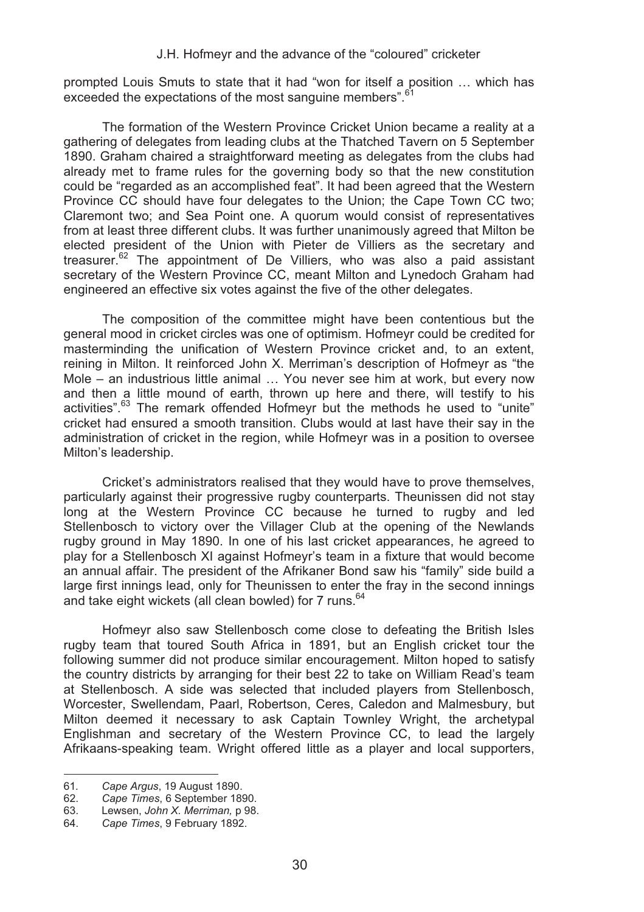prompted Louis Smuts to state that it had "won for itself a position … which has exceeded the expectations of the most sanguine members".[61]

The formation of the Western Province Cricket Union became a reality at a gathering of delegates from leading clubs at the Thatched Tavern on 5 September 1890. Graham chaired a straightforward meeting as delegates from the clubs had already met to frame rules for the governing body so that the new constitution could be "regarded as an accomplished feat". It had been agreed that the Western Province CC should have four delegates to the Union; the Cape Town CC two; Claremont two; and Sea Point one. A quorum would consist of representatives from at least three different clubs. It was further unanimously agreed that Milton be elected president of the Union with Pieter de Villiers as the secretary and treasurer.[62] The appointment of De Villiers, who was also a paid assistant secretary of the Western Province CC, meant Milton and Lynedoch Graham had engineered an effective six votes against the five of the other delegates.

The composition of the committee might have been contentious but the general mood in cricket circles was one of optimism. Hofmeyr could be credited for masterminding the unification of Western Province cricket and, to an extent, reining in Milton. It reinforced John X. Merriman's description of Hofmeyr as "the Mole – an industrious little animal … You never see him at work, but every now and then a little mound of earth, thrown up here and there, will testify to his activities".[63] The remark offended Hofmeyr but the methods he used to "unite" cricket had ensured a smooth transition. Clubs would at last have their say in the administration of cricket in the region, while Hofmeyr was in a position to oversee Milton's leadership.

Cricket's administrators realised that they would have to prove themselves, particularly against their progressive rugby counterparts. Theunissen did not stay long at the Western Province CC because he turned to rugby and led Stellenbosch to victory over the Villager Club at the opening of the Newlands rugby ground in May 1890. In one of his last cricket appearances, he agreed to play for a Stellenbosch XI against Hofmeyr's team in a fixture that would become an annual affair. The president of the Afrikaner Bond saw his "family" side build a large first innings lead, only for Theunissen to enter the fray in the second innings and take eight wickets (all clean bowled) for 7 runs.[64]

Hofmeyr also saw Stellenbosch come close to defeating the British Isles rugby team that toured South Africa in 1891, but an English cricket tour the following summer did not produce similar encouragement. Milton hoped to satisfy the country districts by arranging for their best 22 to take on William Read's team at Stellenbosch. A side was selected that included players from Stellenbosch, Worcester, Swellendam, Paarl, Robertson, Ceres, Caledon and Malmesbury, but Milton deemed it necessary to ask Captain Townley Wright, the archetypal Englishman and secretary of the Western Province CC, to lead the largely Afrikaans-speaking team. Wright offered little as a player and local supporters,

---

61. *Cape Argus*, 19 August 1890.
62. *Cape Times*, 6 September 1890.
63. Lewsen, *John X. Merriman,* p 98.
64. *Cape Times*, 9 February 1892.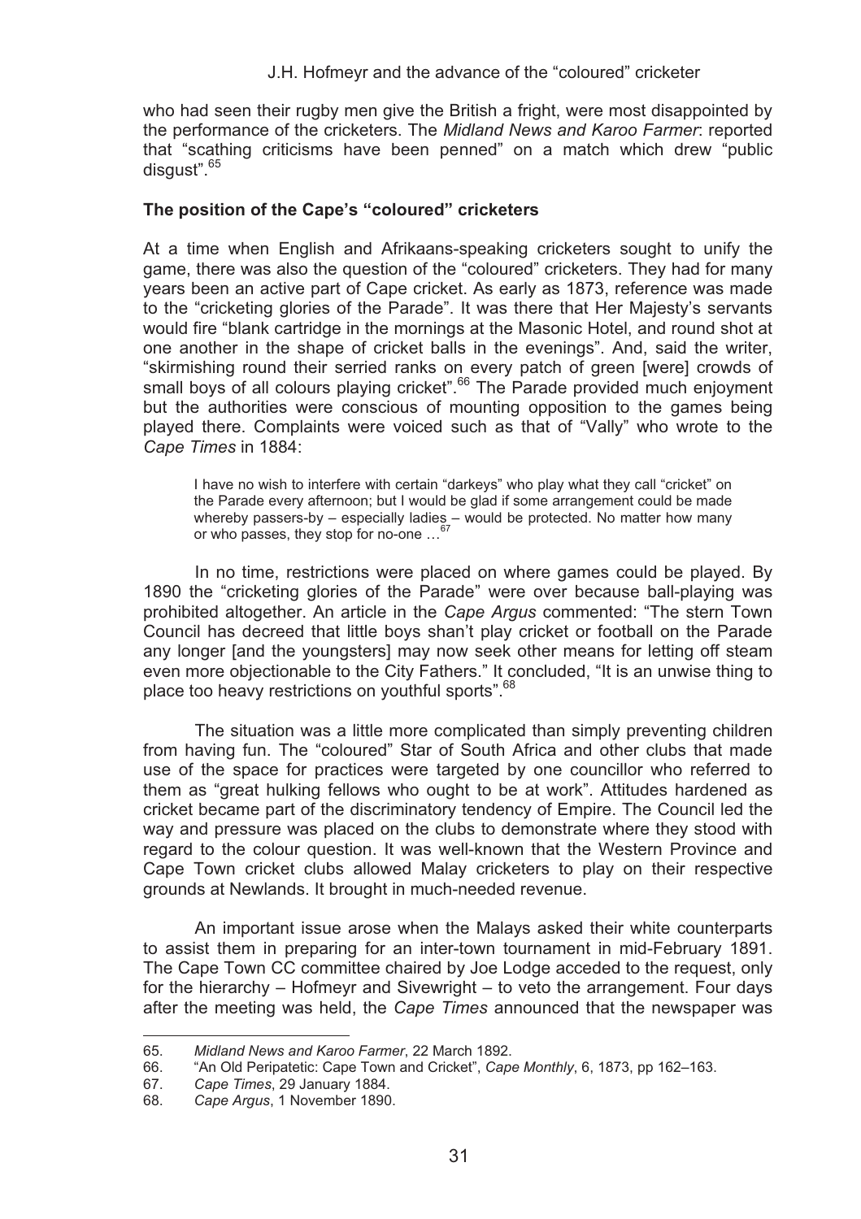who had seen their rugby men give the British a fright, were most disappointed by the performance of the cricketers. The *Midland News and Karoo Farmer*: reported that "scathing criticisms have been penned" on a match which drew "public disgust".[65]

### The position of the Cape's "coloured" cricketers

At a time when English and Afrikaans-speaking cricketers sought to unify the game, there was also the question of the "coloured" cricketers. They had for many years been an active part of Cape cricket. As early as 1873, reference was made to the "cricketing glories of the Parade". It was there that Her Majesty's servants would fire "blank cartridge in the mornings at the Masonic Hotel, and round shot at one another in the shape of cricket balls in the evenings". And, said the writer, "skirmishing round their serried ranks on every patch of green [were] crowds of small boys of all colours playing cricket".[66] The Parade provided much enjoyment but the authorities were conscious of mounting opposition to the games being played there. Complaints were voiced such as that of "Vally" who wrote to the *Cape Times* in 1884:

> I have no wish to interfere with certain "darkeys" who play what they call "cricket" on the Parade every afternoon; but I would be glad if some arrangement could be made whereby passers-by – especially ladies – would be protected. No matter how many or who passes, they stop for no-one …[67]

In no time, restrictions were placed on where games could be played. By 1890 the "cricketing glories of the Parade" were over because ball-playing was prohibited altogether. An article in the *Cape Argus* commented: "The stern Town Council has decreed that little boys shan't play cricket or football on the Parade any longer [and the youngsters] may now seek other means for letting off steam even more objectionable to the City Fathers." It concluded, "It is an unwise thing to place too heavy restrictions on youthful sports".[68]

The situation was a little more complicated than simply preventing children from having fun. The "coloured" Star of South Africa and other clubs that made use of the space for practices were targeted by one councillor who referred to them as "great hulking fellows who ought to be at work". Attitudes hardened as cricket became part of the discriminatory tendency of Empire. The Council led the way and pressure was placed on the clubs to demonstrate where they stood with regard to the colour question. It was well-known that the Western Province and Cape Town cricket clubs allowed Malay cricketers to play on their respective grounds at Newlands. It brought in much-needed revenue.

An important issue arose when the Malays asked their white counterparts to assist them in preparing for an inter-town tournament in mid-February 1891. The Cape Town CC committee chaired by Joe Lodge acceded to the request, only for the hierarchy – Hofmeyr and Sivewright – to veto the arrangement. Four days after the meeting was held, the *Cape Times* announced that the newspaper was

---

65. *Midland News and Karoo Farmer*, 22 March 1892.
66. "An Old Peripatetic: Cape Town and Cricket", *Cape Monthly*, 6, 1873, pp 162–163.
67. *Cape Times*, 29 January 1884.
68. *Cape Argus*, 1 November 1890.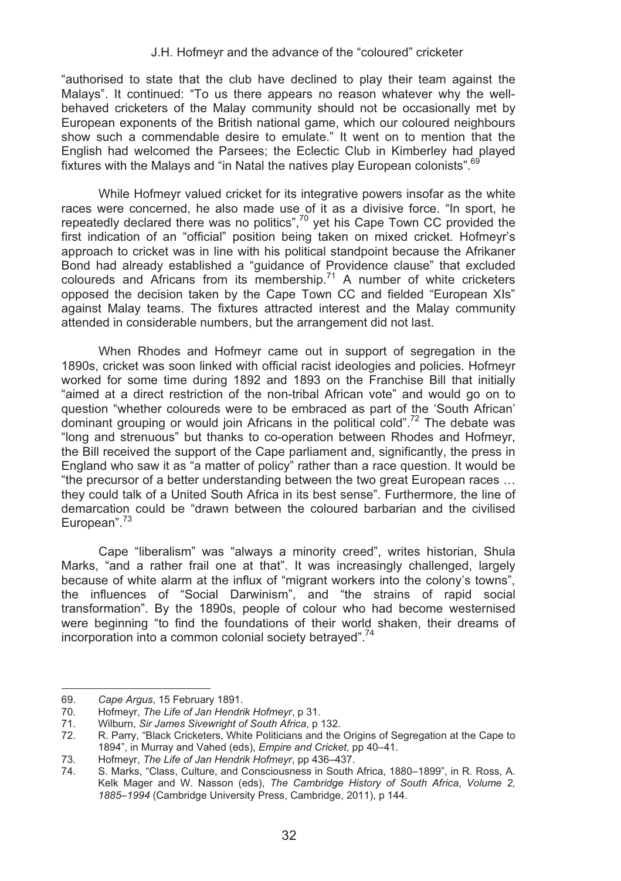"authorised to state that the club have declined to play their team against the Malays". It continued: "To us there appears no reason whatever why the well-behaved cricketers of the Malay community should not be occasionally met by European exponents of the British national game, which our coloured neighbours show such a commendable desire to emulate." It went on to mention that the English had welcomed the Parsees; the Eclectic Club in Kimberley had played fixtures with the Malays and "in Natal the natives play European colonists".[69]

While Hofmeyr valued cricket for its integrative powers insofar as the white races were concerned, he also made use of it as a divisive force. "In sport, he repeatedly declared there was no politics",[70] yet his Cape Town CC provided the first indication of an "official" position being taken on mixed cricket. Hofmeyr's approach to cricket was in line with his political standpoint because the Afrikaner Bond had already established a "guidance of Providence clause" that excluded coloureds and Africans from its membership.[71] A number of white cricketers opposed the decision taken by the Cape Town CC and fielded "European XIs" against Malay teams. The fixtures attracted interest and the Malay community attended in considerable numbers, but the arrangement did not last.

When Rhodes and Hofmeyr came out in support of segregation in the 1890s, cricket was soon linked with official racist ideologies and policies. Hofmeyr worked for some time during 1892 and 1893 on the Franchise Bill that initially "aimed at a direct restriction of the non-tribal African vote" and would go on to question "whether coloureds were to be embraced as part of the 'South African' dominant grouping or would join Africans in the political cold".[72] The debate was "long and strenuous" but thanks to co-operation between Rhodes and Hofmeyr, the Bill received the support of the Cape parliament and, significantly, the press in England who saw it as "a matter of policy" rather than a race question. It would be "the precursor of a better understanding between the two great European races … they could talk of a United South Africa in its best sense". Furthermore, the line of demarcation could be "drawn between the coloured barbarian and the civilised European".[73]

Cape "liberalism" was "always a minority creed", writes historian, Shula Marks, "and a rather frail one at that". It was increasingly challenged, largely because of white alarm at the influx of "migrant workers into the colony's towns", the influences of "Social Darwinism", and "the strains of rapid social transformation". By the 1890s, people of colour who had become westernised were beginning "to find the foundations of their world shaken, their dreams of incorporation into a common colonial society betrayed".[74]

---

69. *Cape Argus*, 15 February 1891.
70. Hofmeyr, *The Life of Jan Hendrik Hofmeyr*, p 31.
71. Wilburn, *Sir James Sivewright of South Africa*, p 132.
72. R. Parry, "Black Cricketers, White Politicians and the Origins of Segregation at the Cape to 1894", in Murray and Vahed (eds), *Empire and Cricket*, pp 40–41.
73. Hofmeyr, *The Life of Jan Hendrik Hofmeyr*, pp 436–437.
74. S. Marks, "Class, Culture, and Consciousness in South Africa, 1880–1899", in R. Ross, A. Kelk Mager and W. Nasson (eds), *The Cambridge History of South Africa*, *Volume 2, 1885–1994* (Cambridge University Press, Cambridge, 2011), p 144.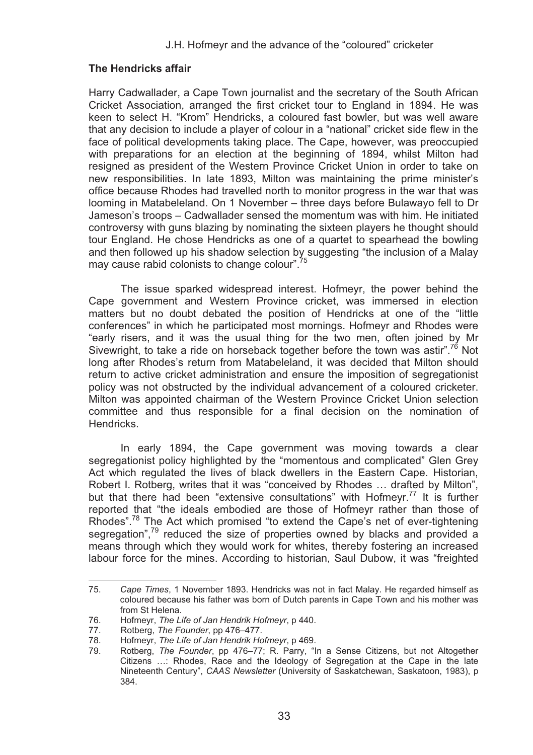## The Hendricks affair

Harry Cadwallader, a Cape Town journalist and the secretary of the South African Cricket Association, arranged the first cricket tour to England in 1894. He was keen to select H. "Krom" Hendricks, a coloured fast bowler, but was well aware that any decision to include a player of colour in a "national" cricket side flew in the face of political developments taking place. The Cape, however, was preoccupied with preparations for an election at the beginning of 1894, whilst Milton had resigned as president of the Western Province Cricket Union in order to take on new responsibilities. In late 1893, Milton was maintaining the prime minister's office because Rhodes had travelled north to monitor progress in the war that was looming in Matabeleland. On 1 November – three days before Bulawayo fell to Dr Jameson's troops – Cadwallader sensed the momentum was with him. He initiated controversy with guns blazing by nominating the sixteen players he thought should tour England. He chose Hendricks as one of a quartet to spearhead the bowling and then followed up his shadow selection by suggesting "the inclusion of a Malay may cause rabid colonists to change colour".[75]

The issue sparked widespread interest. Hofmeyr, the power behind the Cape government and Western Province cricket, was immersed in election matters but no doubt debated the position of Hendricks at one of the "little conferences" in which he participated most mornings. Hofmeyr and Rhodes were "early risers, and it was the usual thing for the two men, often joined by Mr Sivewright, to take a ride on horseback together before the town was astir".[76] Not long after Rhodes's return from Matabeleland, it was decided that Milton should return to active cricket administration and ensure the imposition of segregationist policy was not obstructed by the individual advancement of a coloured cricketer. Milton was appointed chairman of the Western Province Cricket Union selection committee and thus responsible for a final decision on the nomination of Hendricks.

In early 1894, the Cape government was moving towards a clear segregationist policy highlighted by the "momentous and complicated" Glen Grey Act which regulated the lives of black dwellers in the Eastern Cape. Historian, Robert I. Rotberg, writes that it was "conceived by Rhodes … drafted by Milton", but that there had been "extensive consultations" with Hofmeyr.[77] It is further reported that "the ideals embodied are those of Hofmeyr rather than those of Rhodes".[78] The Act which promised "to extend the Cape's net of ever-tightening segregation",[79] reduced the size of properties owned by blacks and provided a means through which they would work for whites, thereby fostering an increased labour force for the mines. According to historian, Saul Dubow, it was "freighted

---

75. *Cape Times*, 1 November 1893. Hendricks was not in fact Malay. He regarded himself as coloured because his father was born of Dutch parents in Cape Town and his mother was from St Helena.
76. Hofmeyr, *The Life of Jan Hendrik Hofmeyr*, p 440.
77. Rotberg, *The Founder*, pp 476–477.
78. Hofmeyr, *The Life of Jan Hendrik Hofmeyr*, p 469.
79. Rotberg, *The Founder*, pp 476–77; R. Parry, "In a Sense Citizens, but not Altogether Citizens …: Rhodes, Race and the Ideology of Segregation at the Cape in the late Nineteenth Century", *CAAS Newsletter* (University of Saskatchewan, Saskatoon, 1983), p 384.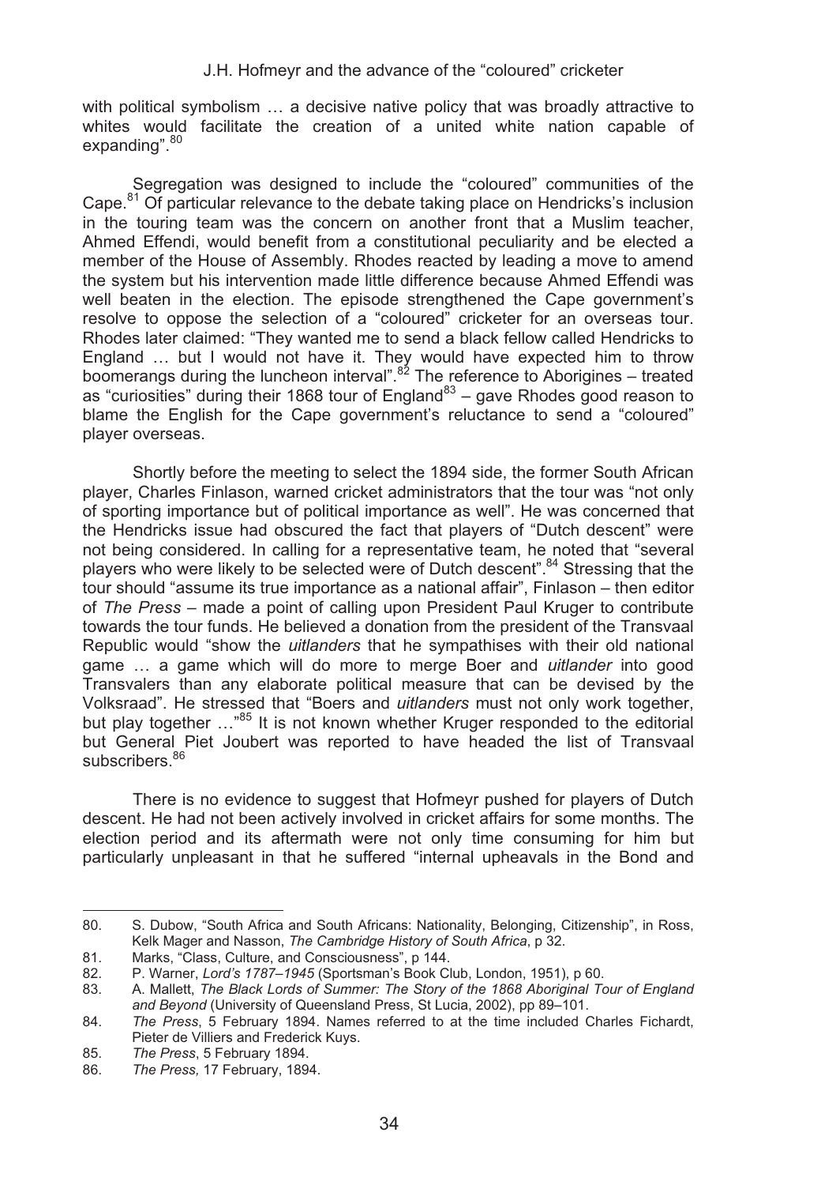with political symbolism … a decisive native policy that was broadly attractive to whites would facilitate the creation of a united white nation capable of expanding".[80]

Segregation was designed to include the "coloured" communities of the Cape.[81] Of particular relevance to the debate taking place on Hendricks's inclusion in the touring team was the concern on another front that a Muslim teacher, Ahmed Effendi, would benefit from a constitutional peculiarity and be elected a member of the House of Assembly. Rhodes reacted by leading a move to amend the system but his intervention made little difference because Ahmed Effendi was well beaten in the election. The episode strengthened the Cape government's resolve to oppose the selection of a "coloured" cricketer for an overseas tour. Rhodes later claimed: "They wanted me to send a black fellow called Hendricks to England … but I would not have it. They would have expected him to throw boomerangs during the luncheon interval".[82] The reference to Aborigines – treated as "curiosities" during their 1868 tour of England[83] – gave Rhodes good reason to blame the English for the Cape government's reluctance to send a "coloured" player overseas.

Shortly before the meeting to select the 1894 side, the former South African player, Charles Finlason, warned cricket administrators that the tour was "not only of sporting importance but of political importance as well". He was concerned that the Hendricks issue had obscured the fact that players of "Dutch descent" were not being considered. In calling for a representative team, he noted that "several players who were likely to be selected were of Dutch descent".[84] Stressing that the tour should "assume its true importance as a national affair", Finlason – then editor of *The Press* – made a point of calling upon President Paul Kruger to contribute towards the tour funds. He believed a donation from the president of the Transvaal Republic would "show the *uitlanders* that he sympathises with their old national game … a game which will do more to merge Boer and *uitlander* into good Transvalers than any elaborate political measure that can be devised by the Volksraad". He stressed that "Boers and *uitlanders* must not only work together, but play together …"[85] It is not known whether Kruger responded to the editorial but General Piet Joubert was reported to have headed the list of Transvaal subscribers.[86]

There is no evidence to suggest that Hofmeyr pushed for players of Dutch descent. He had not been actively involved in cricket affairs for some months. The election period and its aftermath were not only time consuming for him but particularly unpleasant in that he suffered "internal upheavals in the Bond and

---

80. S. Dubow, "South Africa and South Africans: Nationality, Belonging, Citizenship", in Ross, Kelk Mager and Nasson, *The Cambridge History of South Africa*, p 32.
81. Marks, "Class, Culture, and Consciousness", p 144.
82. P. Warner, *Lord's 1787–1945* (Sportsman's Book Club, London, 1951), p 60.
83. A. Mallett, *The Black Lords of Summer: The Story of the 1868 Aboriginal Tour of England and Beyond* (University of Queensland Press, St Lucia, 2002), pp 89–101.
84. *The Press*, 5 February 1894. Names referred to at the time included Charles Fichardt, Pieter de Villiers and Frederick Kuys.
85. *The Press*, 5 February 1894.
86. *The Press,* 17 February, 1894.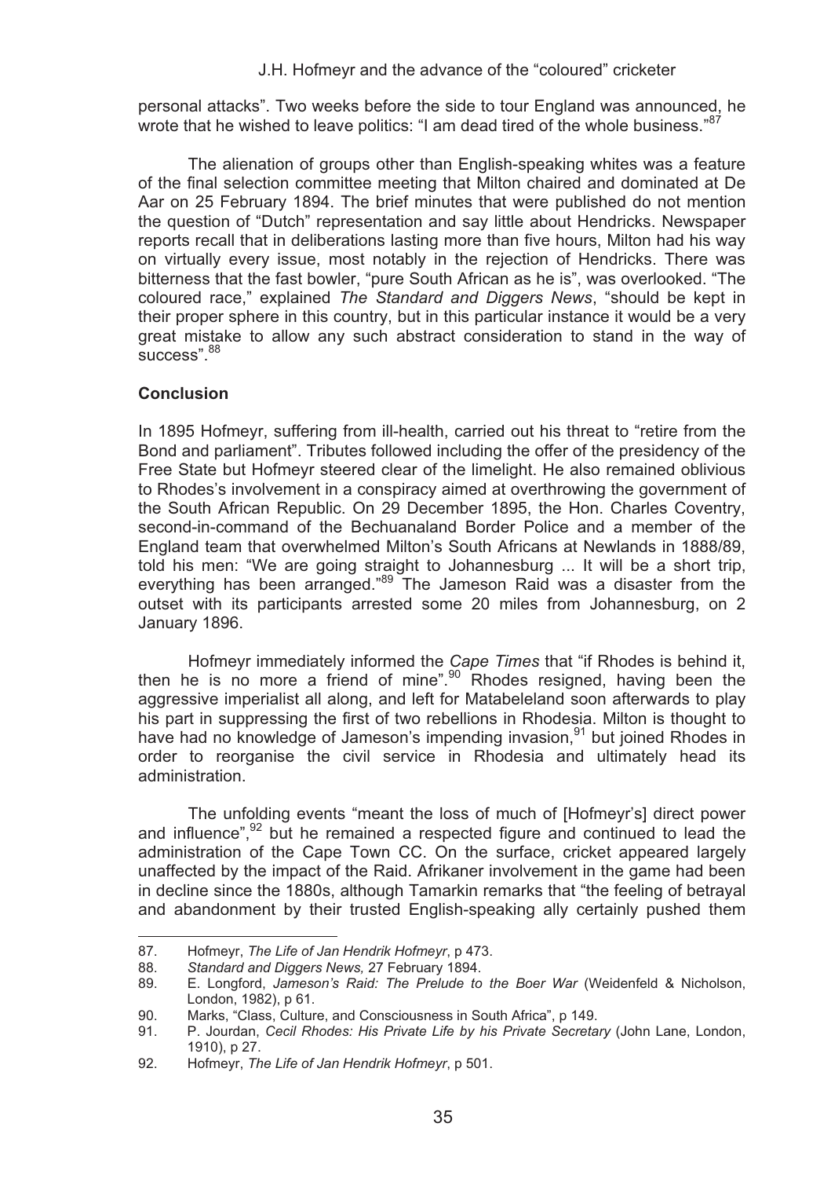personal attacks". Two weeks before the side to tour England was announced, he wrote that he wished to leave politics: "I am dead tired of the whole business."[87]

The alienation of groups other than English-speaking whites was a feature of the final selection committee meeting that Milton chaired and dominated at De Aar on 25 February 1894. The brief minutes that were published do not mention the question of "Dutch" representation and say little about Hendricks. Newspaper reports recall that in deliberations lasting more than five hours, Milton had his way on virtually every issue, most notably in the rejection of Hendricks. There was bitterness that the fast bowler, "pure South African as he is", was overlooked. "The coloured race," explained *The Standard and Diggers News*, "should be kept in their proper sphere in this country, but in this particular instance it would be a very great mistake to allow any such abstract consideration to stand in the way of success".[88]

## Conclusion

In 1895 Hofmeyr, suffering from ill-health, carried out his threat to "retire from the Bond and parliament". Tributes followed including the offer of the presidency of the Free State but Hofmeyr steered clear of the limelight. He also remained oblivious to Rhodes's involvement in a conspiracy aimed at overthrowing the government of the South African Republic. On 29 December 1895, the Hon. Charles Coventry, second-in-command of the Bechuanaland Border Police and a member of the England team that overwhelmed Milton's South Africans at Newlands in 1888/89, told his men: "We are going straight to Johannesburg ... It will be a short trip, everything has been arranged."[89] The Jameson Raid was a disaster from the outset with its participants arrested some 20 miles from Johannesburg, on 2 January 1896.

Hofmeyr immediately informed the *Cape Times* that "if Rhodes is behind it, then he is no more a friend of mine".[90] Rhodes resigned, having been the aggressive imperialist all along, and left for Matabeleland soon afterwards to play his part in suppressing the first of two rebellions in Rhodesia. Milton is thought to have had no knowledge of Jameson's impending invasion,[91] but joined Rhodes in order to reorganise the civil service in Rhodesia and ultimately head its administration.

The unfolding events "meant the loss of much of [Hofmeyr's] direct power and influence",[92] but he remained a respected figure and continued to lead the administration of the Cape Town CC. On the surface, cricket appeared largely unaffected by the impact of the Raid. Afrikaner involvement in the game had been in decline since the 1880s, although Tamarkin remarks that "the feeling of betrayal and abandonment by their trusted English-speaking ally certainly pushed them

---

87. Hofmeyr, *The Life of Jan Hendrik Hofmeyr*, p 473.
88. *Standard and Diggers News,* 27 February 1894.
89. E. Longford, *Jameson's Raid: The Prelude to the Boer War* (Weidenfeld & Nicholson, London, 1982), p 61.
90. Marks, "Class, Culture, and Consciousness in South Africa", p 149.
91. P. Jourdan, *Cecil Rhodes: His Private Life by his Private Secretary* (John Lane, London, 1910), p 27.
92. Hofmeyr, *The Life of Jan Hendrik Hofmeyr*, p 501.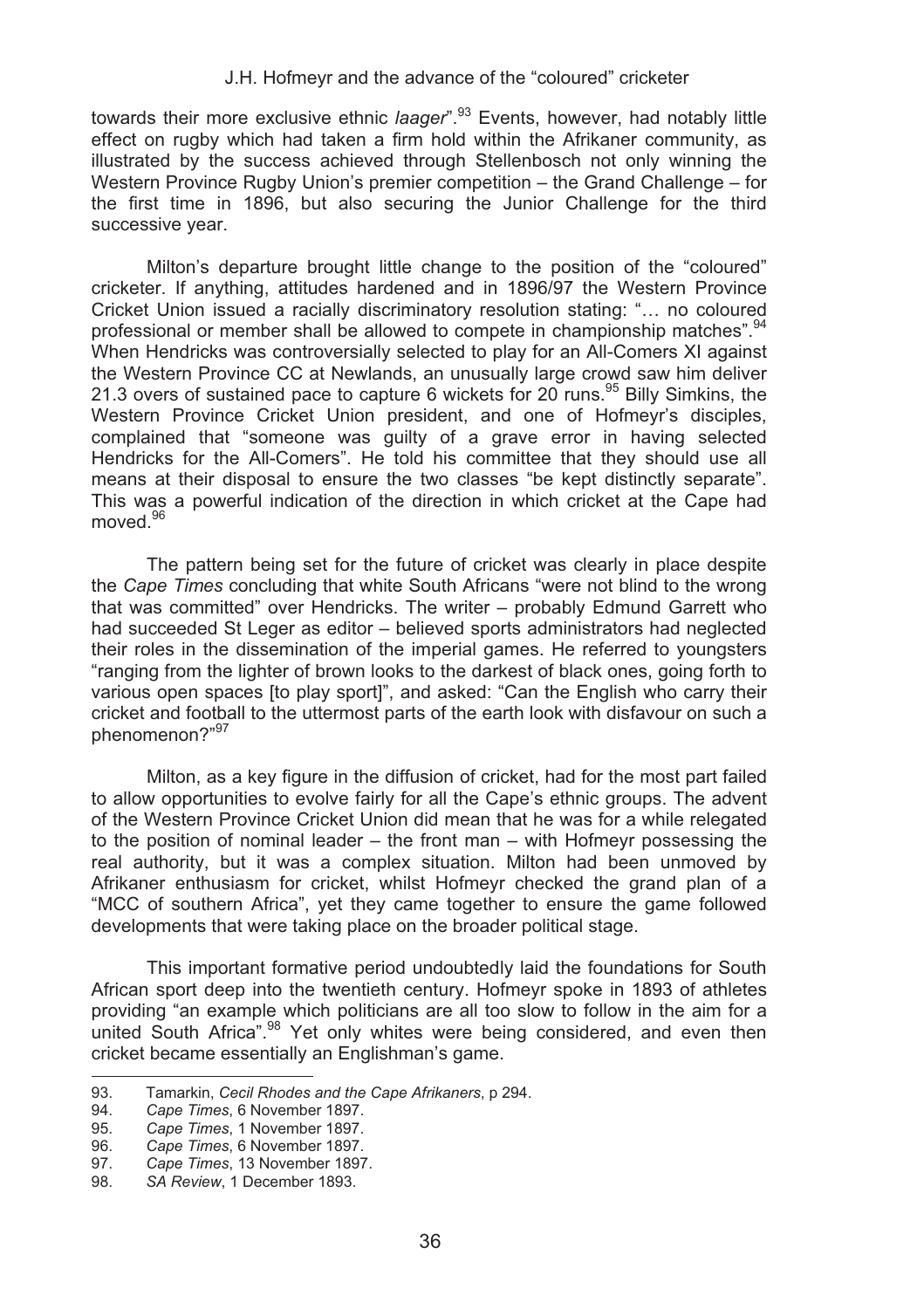towards their more exclusive ethnic *laager*".[93] Events, however, had notably little effect on rugby which had taken a firm hold within the Afrikaner community, as illustrated by the success achieved through Stellenbosch not only winning the Western Province Rugby Union's premier competition – the Grand Challenge – for the first time in 1896, but also securing the Junior Challenge for the third successive year.

Milton's departure brought little change to the position of the "coloured" cricketer. If anything, attitudes hardened and in 1896/97 the Western Province Cricket Union issued a racially discriminatory resolution stating: "… no coloured professional or member shall be allowed to compete in championship matches".[94] When Hendricks was controversially selected to play for an All-Comers XI against the Western Province CC at Newlands, an unusually large crowd saw him deliver 21.3 overs of sustained pace to capture 6 wickets for 20 runs.[95] Billy Simkins, the Western Province Cricket Union president, and one of Hofmeyr's disciples, complained that "someone was guilty of a grave error in having selected Hendricks for the All-Comers". He told his committee that they should use all means at their disposal to ensure the two classes "be kept distinctly separate". This was a powerful indication of the direction in which cricket at the Cape had moved.[96]

The pattern being set for the future of cricket was clearly in place despite the *Cape Times* concluding that white South Africans "were not blind to the wrong that was committed" over Hendricks. The writer – probably Edmund Garrett who had succeeded St Leger as editor – believed sports administrators had neglected their roles in the dissemination of the imperial games. He referred to youngsters "ranging from the lighter of brown looks to the darkest of black ones, going forth to various open spaces [to play sport]", and asked: "Can the English who carry their cricket and football to the uttermost parts of the earth look with disfavour on such a phenomenon?"[97]

Milton, as a key figure in the diffusion of cricket, had for the most part failed to allow opportunities to evolve fairly for all the Cape's ethnic groups. The advent of the Western Province Cricket Union did mean that he was for a while relegated to the position of nominal leader – the front man – with Hofmeyr possessing the real authority, but it was a complex situation. Milton had been unmoved by Afrikaner enthusiasm for cricket, whilst Hofmeyr checked the grand plan of a "MCC of southern Africa", yet they came together to ensure the game followed developments that were taking place on the broader political stage.

This important formative period undoubtedly laid the foundations for South African sport deep into the twentieth century. Hofmeyr spoke in 1893 of athletes providing "an example which politicians are all too slow to follow in the aim for a united South Africa".[98] Yet only whites were being considered, and even then cricket became essentially an Englishman's game.

---

93. Tamarkin, *Cecil Rhodes and the Cape Afrikaners*, p 294.
94. *Cape Times*, 6 November 1897.
95. *Cape Times*, 1 November 1897.
96. *Cape Times*, 6 November 1897.
97. *Cape Times*, 13 November 1897.
98. *SA Review*, 1 December 1893.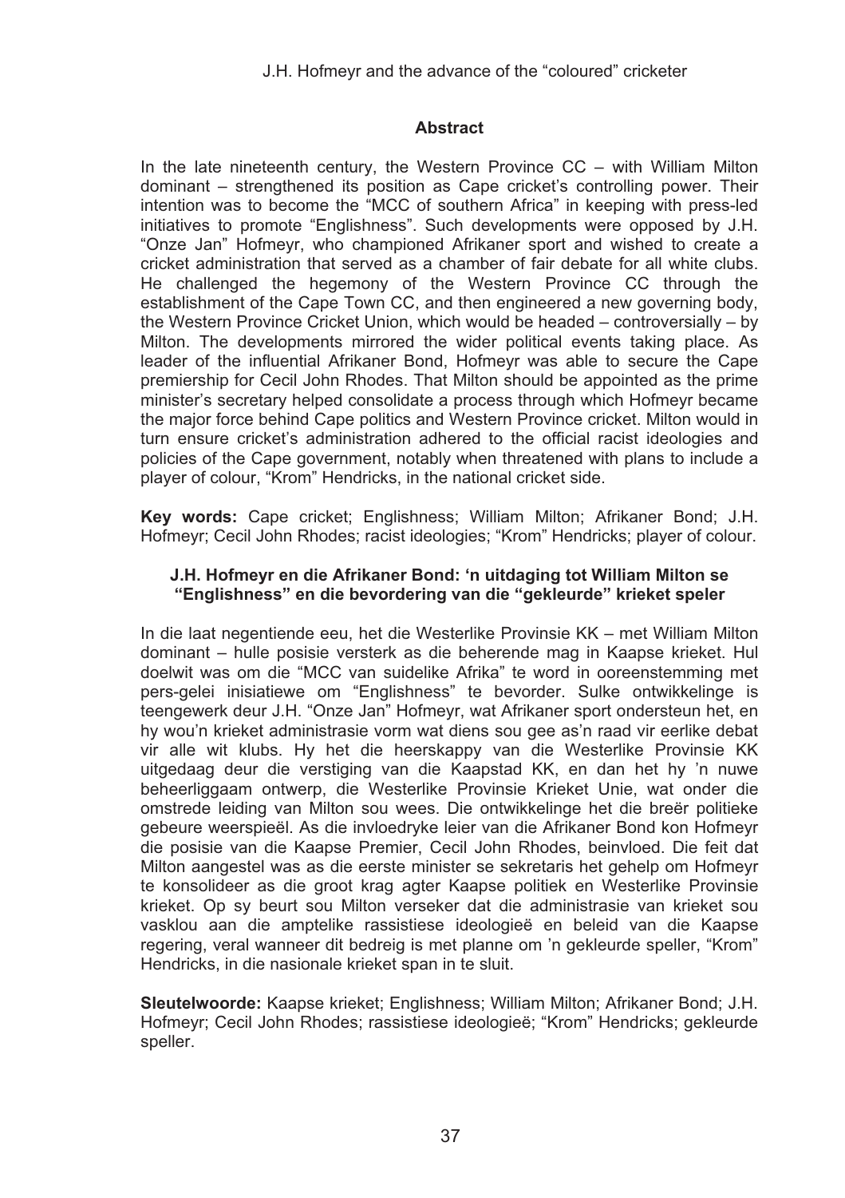J.H. Hofmeyr and the advance of the "coloured" cricketer

## Abstract

In the late nineteenth century, the Western Province CC – with William Milton dominant – strengthened its position as Cape cricket's controlling power. Their intention was to become the "MCC of southern Africa" in keeping with press-led initiatives to promote "Englishness". Such developments were opposed by J.H. "Onze Jan" Hofmeyr, who championed Afrikaner sport and wished to create a cricket administration that served as a chamber of fair debate for all white clubs. He challenged the hegemony of the Western Province CC through the establishment of the Cape Town CC, and then engineered a new governing body, the Western Province Cricket Union, which would be headed – controversially – by Milton. The developments mirrored the wider political events taking place. As leader of the influential Afrikaner Bond, Hofmeyr was able to secure the Cape premiership for Cecil John Rhodes. That Milton should be appointed as the prime minister's secretary helped consolidate a process through which Hofmeyr became the major force behind Cape politics and Western Province cricket. Milton would in turn ensure cricket's administration adhered to the official racist ideologies and policies of the Cape government, notably when threatened with plans to include a player of colour, "Krom" Hendricks, in the national cricket side.

**Key words:** Cape cricket; Englishness; William Milton; Afrikaner Bond; J.H. Hofmeyr; Cecil John Rhodes; racist ideologies; "Krom" Hendricks; player of colour.

### J.H. Hofmeyr en die Afrikaner Bond: 'n uitdaging tot William Milton se "Englishness" en die bevordering van die "gekleurde" krieket speler

In die laat negentiende eeu, het die Westerlike Provinsie KK – met William Milton dominant – hulle posisie versterk as die beherende mag in Kaapse krieket. Hul doelwit was om die "MCC van suidelike Afrika" te word in ooreenstemming met pers-gelei inisiatiewe om "Englishness" te bevorder. Sulke ontwikkelinge is teengewerk deur J.H. "Onze Jan" Hofmeyr, wat Afrikaner sport ondersteun het, en hy wou'n krieket administrasie vorm wat diens sou gee as'n raad vir eerlike debat vir alle wit klubs. Hy het die heerskappy van die Westerlike Provinsie KK uitgedaag deur die verstiging van die Kaapstad KK, en dan het hy 'n nuwe beheerliggaam ontwerp, die Westerlike Provinsie Krieket Unie, wat onder die omstrede leiding van Milton sou wees. Die ontwikkelinge het die breër politieke gebeure weerspieël. As die invloedryke leier van die Afrikaner Bond kon Hofmeyr die posisie van die Kaapse Premier, Cecil John Rhodes, beinvloed. Die feit dat Milton aangestel was as die eerste minister se sekretaris het gehelp om Hofmeyr te konsolideer as die groot krag agter Kaapse politiek en Westerlike Provinsie krieket. Op sy beurt sou Milton verseker dat die administrasie van krieket sou vasklou aan die amptelike rassistiese ideologieë en beleid van die Kaapse regering, veral wanneer dit bedreig is met planne om 'n gekleurde speller, "Krom" Hendricks, in die nasionale krieket span in te sluit.

**Sleutelwoorde:** Kaapse krieket; Englishness; William Milton; Afrikaner Bond; J.H. Hofmeyr; Cecil John Rhodes; rassistiese ideologieë; "Krom" Hendricks; gekleurde speller.